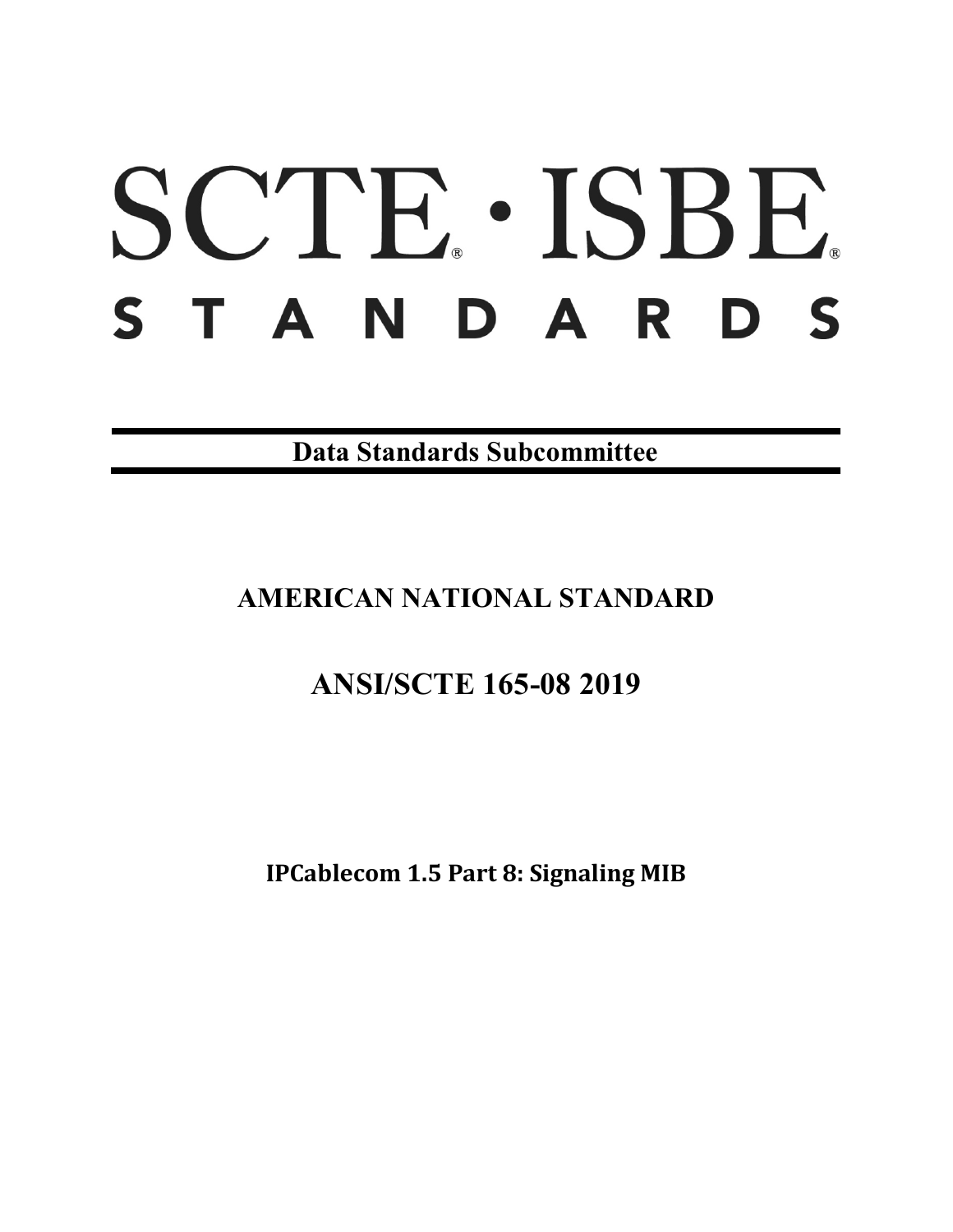# SCTE · ISBE

## STANDARDS

**Data Standards Subcommittee**

## AMERICAN NATIONAL STANDARD

## ANSI/SCTE 165-08 2019

**IPCablecom 1.5 Part 8: Signaling MIB**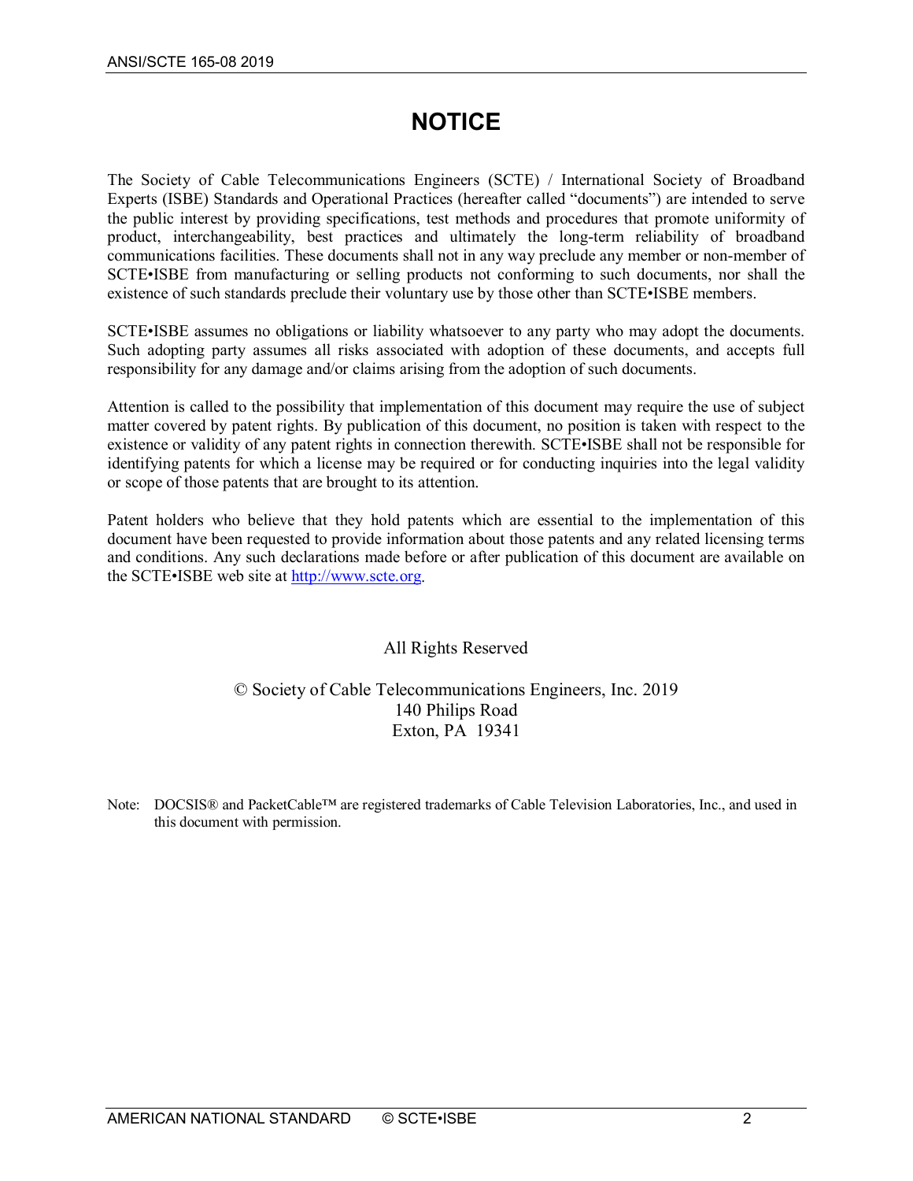# NOTICE

The Society of Cable Telecommunications Engineers (SCTE) / International Society of Broadband Experts (ISBE) Standards and Operational Practices (hereafter called "documents") are intended to serve the public interest by providing specifications, test methods and procedures that promote uniformity of product, interchangeability, best practices and ultimately the long-term reliability of broadband communications facilities. These documents shall not in any way preclude any member or non-member of SCTE•ISBE from manufacturing or selling products not conforming to such documents, nor shall the existence of such standards preclude their voluntary use by those other than SCTE•ISBE members.

SCTE•ISBE assumes no obligations or liability whatsoever to any party who may adopt the documents. Such adopting party assumes all risks associated with adoption of these documents, and accepts full responsibility for any damage and/or claims arising from the adoption of such documents.

Attention is called to the possibility that implementation of this document may require the use of subject matter covered by patent rights. By publication of this document, no position is taken with respect to the existence or validity of any patent rights in connection therewith. SCTE•ISBE shall not be responsible for identifying patents for which a license may be required or for conducting inquiries into the legal validity or scope of those patents that are brought to its attention.

Patent holders who believe that they hold patents which are essential to the implementation of this document have been requested to provide information about those patents and any related licensing terms and conditions. Any such declarations made before or after publication of this document are available on the SCTE•ISBE web site at http://www.scte.org.

All Rights Reserved

© Society of Cable Telecommunications Engineers, Inc. 2019
140 Philips Road
Exton, PA 19341

Note: DOCSIS® and PacketCable™ are registered trademarks of Cable Television Laboratories, Inc., and used in this document with permission.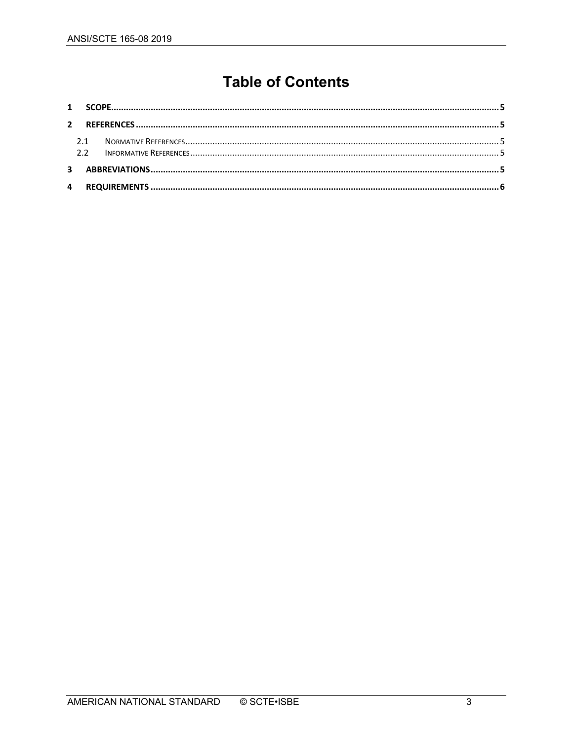# Table of Contents

1 SCOPE.....5

2 REFERENCES.....5

  2.1 NORMATIVE REFERENCES.....5

  2.2 INFORMATIVE REFERENCES.....5

3 ABBREVIATIONS.....5

4 REQUIREMENTS.....6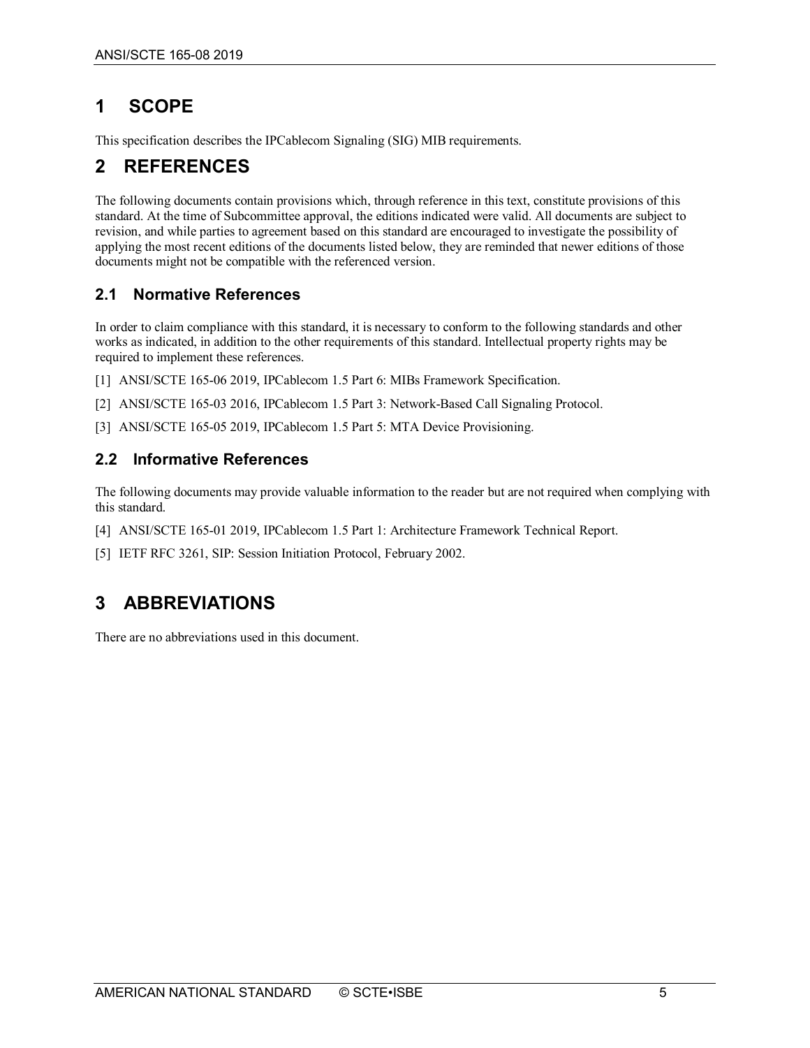# 1 SCOPE

This specification describes the IPCablecom Signaling (SIG) MIB requirements.

# 2 REFERENCES

The following documents contain provisions which, through reference in this text, constitute provisions of this standard. At the time of Subcommittee approval, the editions indicated were valid. All documents are subject to revision, and while parties to agreement based on this standard are encouraged to investigate the possibility of applying the most recent editions of the documents listed below, they are reminded that newer editions of those documents might not be compatible with the referenced version.

## 2.1 Normative References

In order to claim compliance with this standard, it is necessary to conform to the following standards and other works as indicated, in addition to the other requirements of this standard. Intellectual property rights may be required to implement these references.

[1] ANSI/SCTE 165-06 2019, IPCablecom 1.5 Part 6: MIBs Framework Specification.

[2] ANSI/SCTE 165-03 2016, IPCablecom 1.5 Part 3: Network-Based Call Signaling Protocol.

[3] ANSI/SCTE 165-05 2019, IPCablecom 1.5 Part 5: MTA Device Provisioning.

## 2.2 Informative References

The following documents may provide valuable information to the reader but are not required when complying with this standard.

[4] ANSI/SCTE 165-01 2019, IPCablecom 1.5 Part 1: Architecture Framework Technical Report.

[5] IETF RFC 3261, SIP: Session Initiation Protocol, February 2002.

# 3 ABBREVIATIONS

There are no abbreviations used in this document.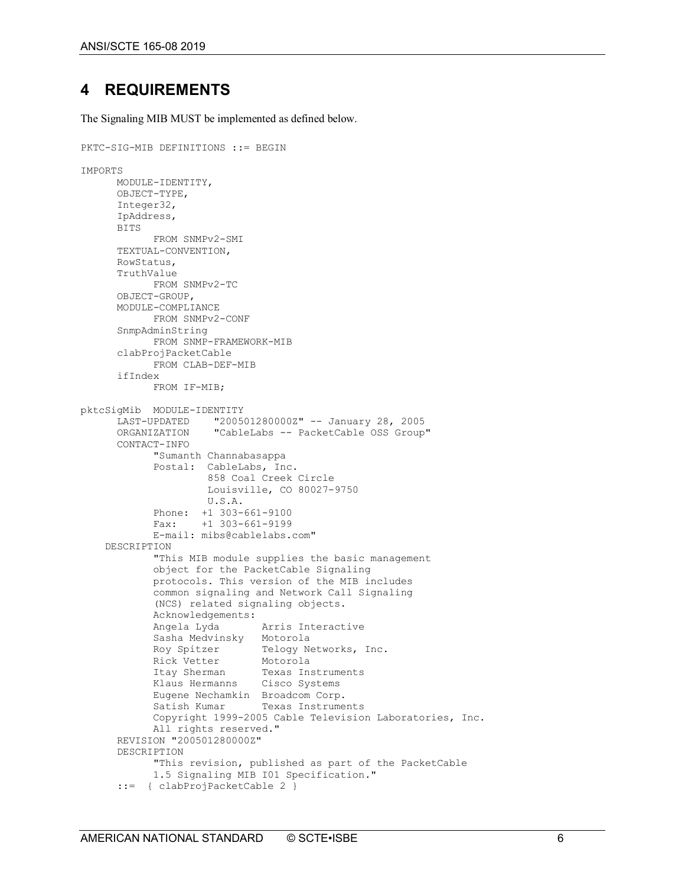# 4 REQUIREMENTS

The Signaling MIB MUST be implemented as defined below.

```
PKTC-SIG-MIB DEFINITIONS ::= BEGIN

IMPORTS
      MODULE-IDENTITY,
      OBJECT-TYPE,
      Integer32,
      IpAddress,
      BITS
            FROM SNMPv2-SMI
      TEXTUAL-CONVENTION,
      RowStatus,
      TruthValue
            FROM SNMPv2-TC
      OBJECT-GROUP,
      MODULE-COMPLIANCE
            FROM SNMPv2-CONF
      SnmpAdminString
            FROM SNMP-FRAMEWORK-MIB
      clabProjPacketCable
            FROM CLAB-DEF-MIB
      ifIndex
            FROM IF-MIB;

pktcSigMib  MODULE-IDENTITY
      LAST-UPDATED     "200501280000Z" -- January 28, 2005
      ORGANIZATION     "CableLabs -- PacketCable OSS Group"
      CONTACT-INFO
            "Sumanth Channabasappa
            Postal:  CableLabs, Inc.
                     858 Coal Creek Circle
                     Louisville, CO 80027-9750
                     U.S.A.
            Phone:  +1 303-661-9100
            Fax:    +1 303-661-9199
            E-mail: mibs@cablelabs.com"
    DESCRIPTION
            "This MIB module supplies the basic management
            object for the PacketCable Signaling
            protocols. This version of the MIB includes
            common signaling and Network Call Signaling
            (NCS) related signaling objects.
            Acknowledgements:
            Angela Lyda       Arris Interactive
            Sasha Medvinsky   Motorola
            Roy Spitzer       Telogy Networks, Inc.
            Rick Vetter       Motorola
            Itay Sherman      Texas Instruments
            Klaus Hermanns    Cisco Systems
            Eugene Nechamkin  Broadcom Corp.
            Satish Kumar      Texas Instruments
            Copyright 1999-2005 Cable Television Laboratories, Inc.
            All rights reserved."
      REVISION "200501280000Z"
      DESCRIPTION
            "This revision, published as part of the PacketCable
            1.5 Signaling MIB I01 Specification."
      ::=  { clabProjPacketCable 2 }
```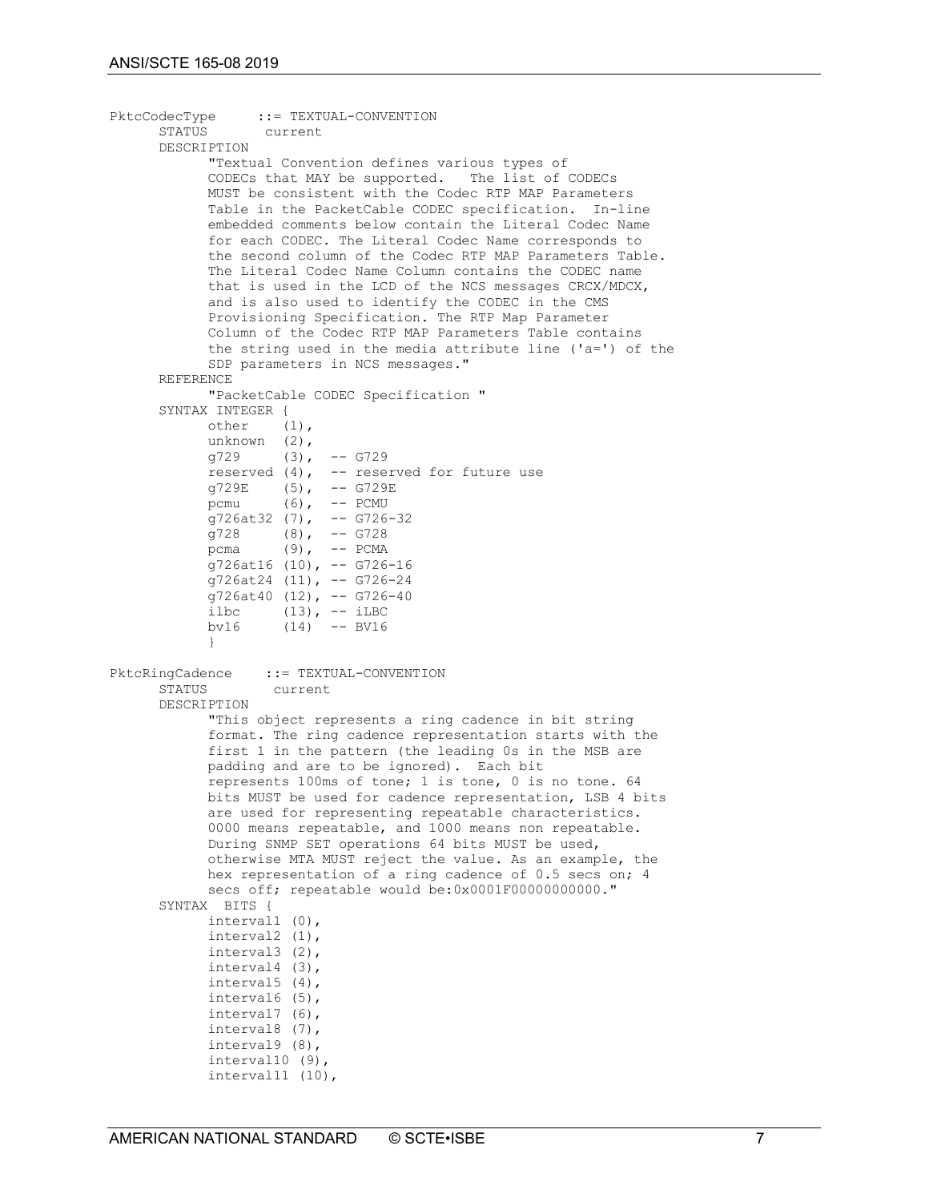```
PktcCodecType     ::= TEXTUAL-CONVENTION
      STATUS       current
      DESCRIPTION
            "Textual Convention defines various types of
            CODECs that MAY be supported.   The list of CODECs
            MUST be consistent with the Codec RTP MAP Parameters
            Table in the PacketCable CODEC specification.  In-line
            embedded comments below contain the Literal Codec Name
            for each CODEC. The Literal Codec Name corresponds to
            the second column of the Codec RTP MAP Parameters Table.
            The Literal Codec Name Column contains the CODEC name
            that is used in the LCD of the NCS messages CRCX/MDCX,
            and is also used to identify the CODEC in the CMS
            Provisioning Specification. The RTP Map Parameter
            Column of the Codec RTP MAP Parameters Table contains
            the string used in the media attribute line ('a=') of the
            SDP parameters in NCS messages."
      REFERENCE
            "PacketCable CODEC Specification "
      SYNTAX INTEGER {
            other    (1),
            unknown  (2),
            g729     (3),  -- G729
            reserved (4),  -- reserved for future use
            g729E    (5),  -- G729E
            pcmu     (6),  -- PCMU
            g726at32 (7),  -- G726-32
            g728     (8),  -- G728
            pcma     (9),  -- PCMA
            g726at16 (10), -- G726-16
            g726at24 (11), -- G726-24
            g726at40 (12), -- G726-40
            ilbc     (13), -- iLBC
            bv16     (14)  -- BV16
            }

PktcRingCadence    ::= TEXTUAL-CONVENTION
      STATUS        current
      DESCRIPTION
            "This object represents a ring cadence in bit string
            format. The ring cadence representation starts with the
            first 1 in the pattern (the leading 0s in the MSB are
            padding and are to be ignored).  Each bit
            represents 100ms of tone; 1 is tone, 0 is no tone. 64
            bits MUST be used for cadence representation, LSB 4 bits
            are used for representing repeatable characteristics.
            0000 means repeatable, and 1000 means non repeatable.
            During SNMP SET operations 64 bits MUST be used,
            otherwise MTA MUST reject the value. As an example, the
            hex representation of a ring cadence of 0.5 secs on; 4
            secs off; repeatable would be:0x0001F00000000000."
      SYNTAX  BITS {
            interval1 (0),
            interval2 (1),
            interval3 (2),
            interval4 (3),
            interval5 (4),
            interval6 (5),
            interval7 (6),
            interval8 (7),
            interval9 (8),
            interval10 (9),
            interval11 (10),
```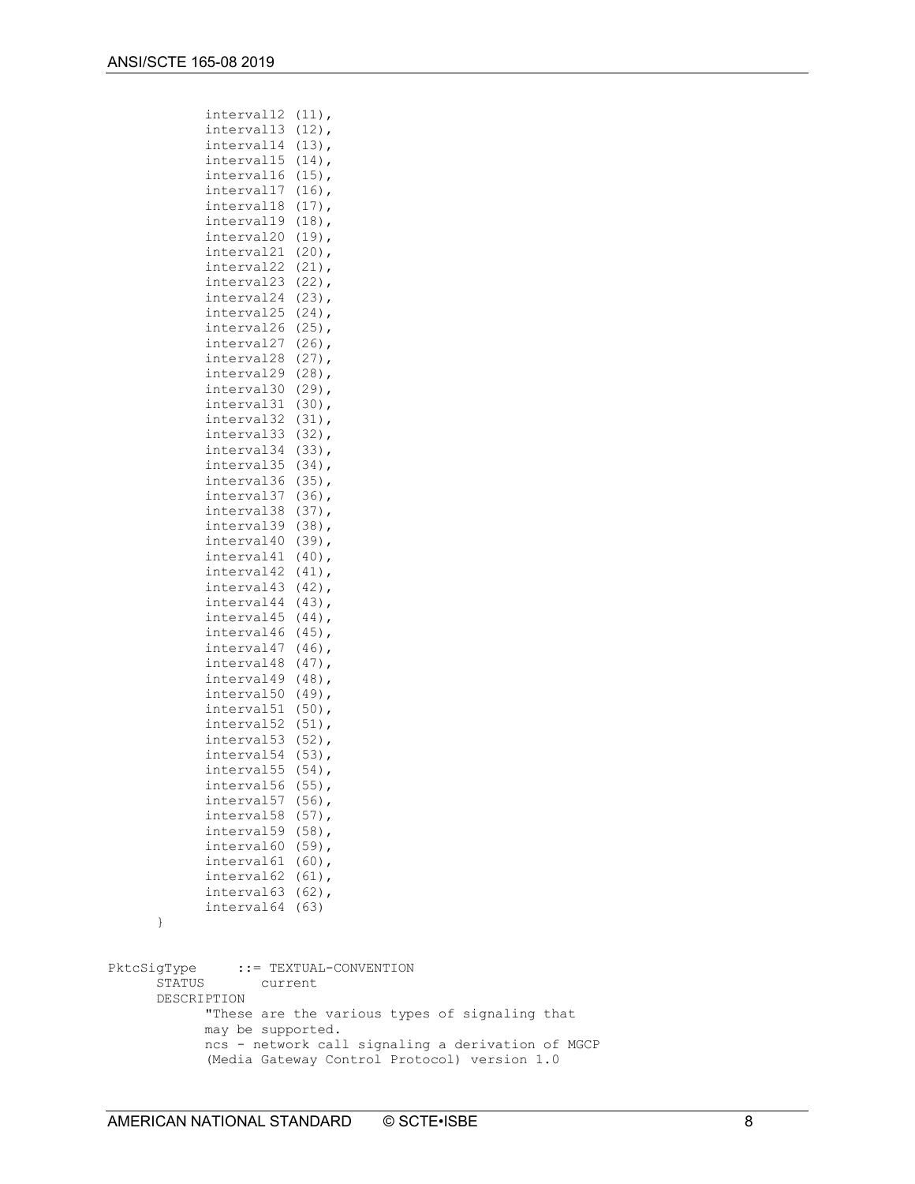```
            interval12 (11),
            interval13 (12),
            interval14 (13),
            interval15 (14),
            interval16 (15),
            interval17 (16),
            interval18 (17),
            interval19 (18),
            interval20 (19),
            interval21 (20),
            interval22 (21),
            interval23 (22),
            interval24 (23),
            interval25 (24),
            interval26 (25),
            interval27 (26),
            interval28 (27),
            interval29 (28),
            interval30 (29),
            interval31 (30),
            interval32 (31),
            interval33 (32),
            interval34 (33),
            interval35 (34),
            interval36 (35),
            interval37 (36),
            interval38 (37),
            interval39 (38),
            interval40 (39),
            interval41 (40),
            interval42 (41),
            interval43 (42),
            interval44 (43),
            interval45 (44),
            interval46 (45),
            interval47 (46),
            interval48 (47),
            interval49 (48),
            interval50 (49),
            interval51 (50),
            interval52 (51),
            interval53 (52),
            interval54 (53),
            interval55 (54),
            interval56 (55),
            interval57 (56),
            interval58 (57),
            interval59 (58),
            interval60 (59),
            interval61 (60),
            interval62 (61),
            interval63 (62),
            interval64 (63)
      }


PktcSigType     ::= TEXTUAL-CONVENTION
      STATUS       current
      DESCRIPTION
            "These are the various types of signaling that
            may be supported.
            ncs - network call signaling a derivation of MGCP
            (Media Gateway Control Protocol) version 1.0
```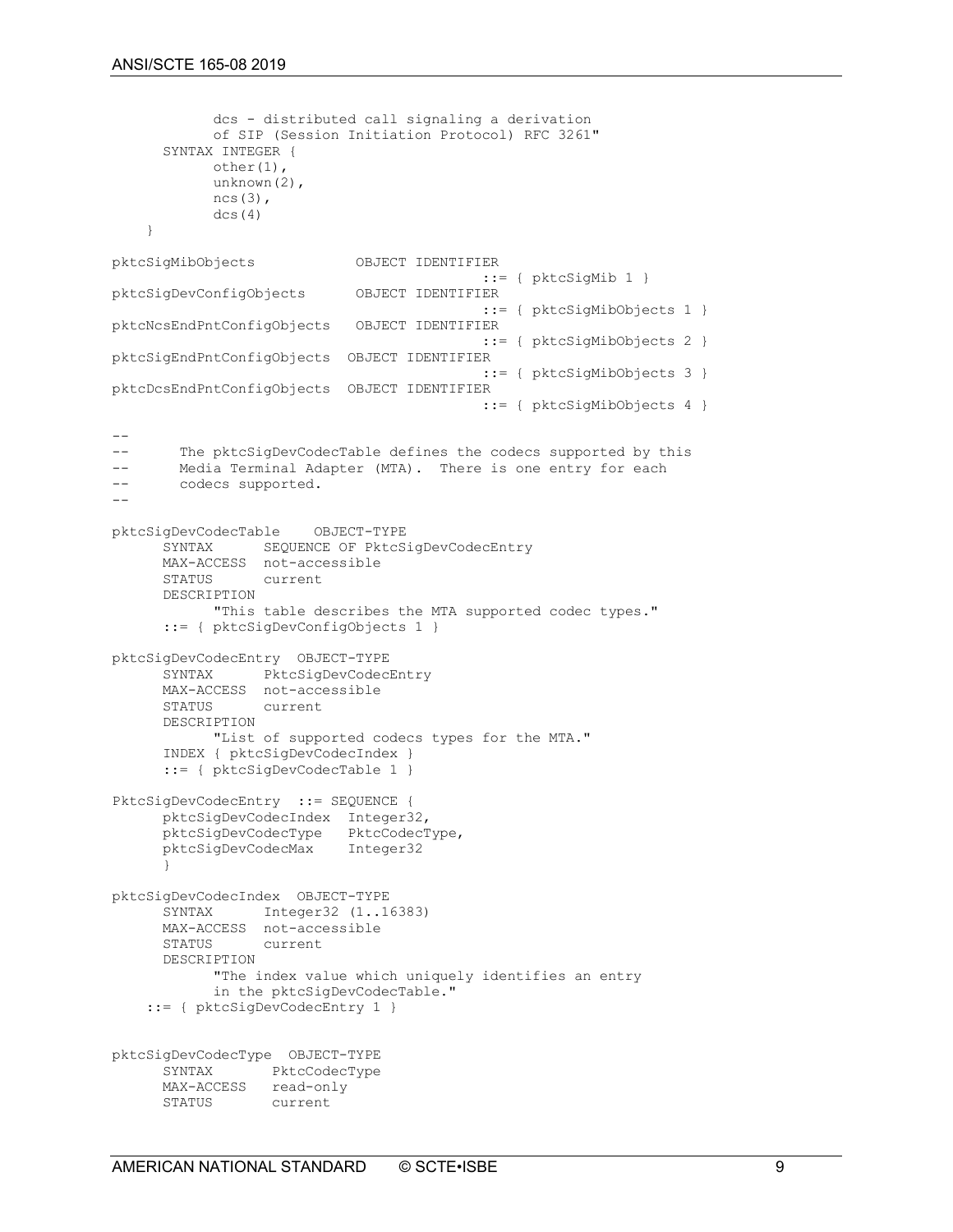```
            dcs - distributed call signaling a derivation
            of SIP (Session Initiation Protocol) RFC 3261"
      SYNTAX INTEGER {
            other(1),
            unknown(2),
            ncs(3),
            dcs(4)
    }

pktcSigMibObjects            OBJECT IDENTIFIER
                                          ::= { pktcSigMib 1 }
pktcSigDevConfigObjects      OBJECT IDENTIFIER
                                          ::= { pktcSigMibObjects 1 }
pktcNcsEndPntConfigObjects   OBJECT IDENTIFIER
                                          ::= { pktcSigMibObjects 2 }
pktcSigEndPntConfigObjects  OBJECT IDENTIFIER
                                          ::= { pktcSigMibObjects 3 }
pktcDcsEndPntConfigObjects  OBJECT IDENTIFIER
                                          ::= { pktcSigMibObjects 4 }

--
--      The pktcSigDevCodecTable defines the codecs supported by this
--      Media Terminal Adapter (MTA).  There is one entry for each
--      codecs supported.
--

pktcSigDevCodecTable    OBJECT-TYPE
      SYNTAX      SEQUENCE OF PktcSigDevCodecEntry
      MAX-ACCESS  not-accessible
      STATUS      current
      DESCRIPTION
            "This table describes the MTA supported codec types."
      ::= { pktcSigDevConfigObjects 1 }

pktcSigDevCodecEntry  OBJECT-TYPE
      SYNTAX      PktcSigDevCodecEntry
      MAX-ACCESS  not-accessible
      STATUS      current
      DESCRIPTION
            "List of supported codecs types for the MTA."
      INDEX { pktcSigDevCodecIndex }
      ::= { pktcSigDevCodecTable 1 }

PktcSigDevCodecEntry  ::= SEQUENCE {
      pktcSigDevCodecIndex  Integer32,
      pktcSigDevCodecType   PktcCodecType,
      pktcSigDevCodecMax    Integer32
      }

pktcSigDevCodecIndex  OBJECT-TYPE
      SYNTAX      Integer32 (1..16383)
      MAX-ACCESS  not-accessible
      STATUS      current
      DESCRIPTION
            "The index value which uniquely identifies an entry
            in the pktcSigDevCodecTable."
    ::= { pktcSigDevCodecEntry 1 }


pktcSigDevCodecType  OBJECT-TYPE
      SYNTAX       PktcCodecType
      MAX-ACCESS   read-only
      STATUS       current
```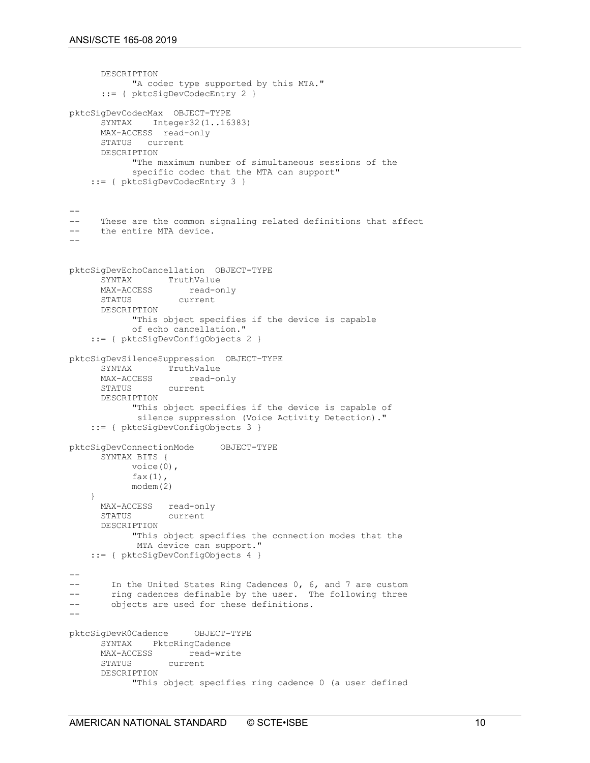```
      DESCRIPTION
            "A codec type supported by this MTA."
      ::= { pktcSigDevCodecEntry 2 }

pktcSigDevCodecMax  OBJECT-TYPE
      SYNTAX    Integer32(1..16383)
      MAX-ACCESS  read-only
      STATUS   current
      DESCRIPTION
            "The maximum number of simultaneous sessions of the
            specific codec that the MTA can support"
    ::= { pktcSigDevCodecEntry 3 }


--
--    These are the common signaling related definitions that affect
--    the entire MTA device.
--


pktcSigDevEchoCancellation  OBJECT-TYPE
      SYNTAX       TruthValue
      MAX-ACCESS       read-only
      STATUS         current
      DESCRIPTION
            "This object specifies if the device is capable
            of echo cancellation."
    ::= { pktcSigDevConfigObjects 2 }

pktcSigDevSilenceSuppression  OBJECT-TYPE
      SYNTAX       TruthValue
      MAX-ACCESS       read-only
      STATUS       current
      DESCRIPTION
            "This object specifies if the device is capable of
             silence suppression (Voice Activity Detection)."
    ::= { pktcSigDevConfigObjects 3 }

pktcSigDevConnectionMode     OBJECT-TYPE
      SYNTAX BITS {
            voice(0),
            fax(1),
            modem(2)
    }
      MAX-ACCESS   read-only
      STATUS       current
      DESCRIPTION
            "This object specifies the connection modes that the
             MTA device can support."
    ::= { pktcSigDevConfigObjects 4 }

--
--      In the United States Ring Cadences 0, 6, and 7 are custom
--      ring cadences definable by the user.  The following three
--      objects are used for these definitions.
--

pktcSigDevR0Cadence     OBJECT-TYPE
      SYNTAX    PktcRingCadence
      MAX-ACCESS       read-write
      STATUS       current
      DESCRIPTION
            "This object specifies ring cadence 0 (a user defined
```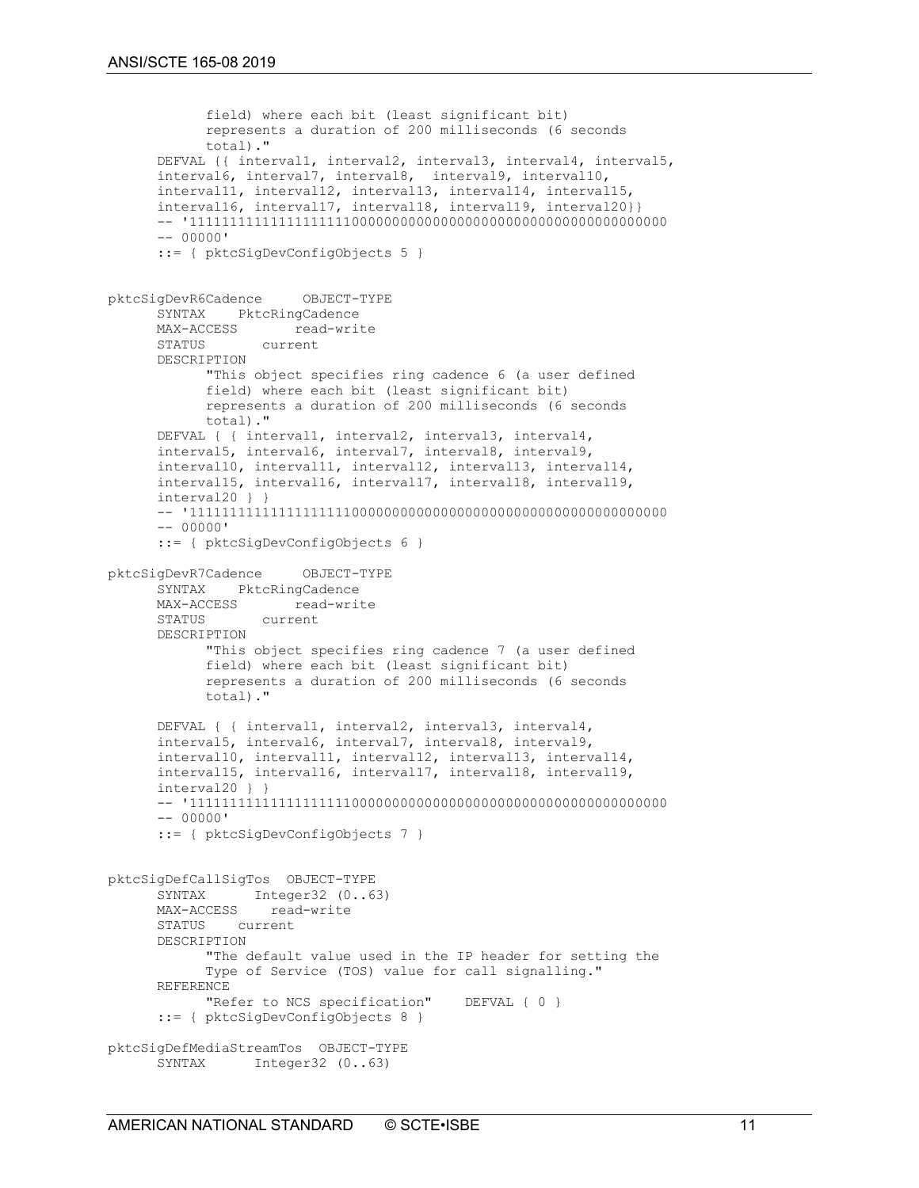```
            field) where each bit (least significant bit)
            represents a duration of 200 milliseconds (6 seconds
            total)."
      DEFVAL {{ interval1, interval2, interval3, interval4, interval5,
      interval6, interval7, interval8,  interval9, interval10,
      interval11, interval12, interval13, interval14, interval15,
      interval16, interval17, interval18, interval19, interval20}}
      -- '11111111111111111111000000000000000000000000000000000000000
      -- 00000'
      ::= { pktcSigDevConfigObjects 5 }


pktcSigDevR6Cadence     OBJECT-TYPE
      SYNTAX    PktcRingCadence
      MAX-ACCESS       read-write
      STATUS       current
      DESCRIPTION
            "This object specifies ring cadence 6 (a user defined
            field) where each bit (least significant bit)
            represents a duration of 200 milliseconds (6 seconds
            total)."
      DEFVAL { { interval1, interval2, interval3, interval4,
      interval5, interval6, interval7, interval8, interval9,
      interval10, interval11, interval12, interval13, interval14,
      interval15, interval16, interval17, interval18, interval19,
      interval20 } }
      -- '11111111111111111111000000000000000000000000000000000000000
      -- 00000'
      ::= { pktcSigDevConfigObjects 6 }

pktcSigDevR7Cadence     OBJECT-TYPE
      SYNTAX    PktcRingCadence
      MAX-ACCESS       read-write
      STATUS       current
      DESCRIPTION
            "This object specifies ring cadence 7 (a user defined
            field) where each bit (least significant bit)
            represents a duration of 200 milliseconds (6 seconds
            total)."

      DEFVAL { { interval1, interval2, interval3, interval4,
      interval5, interval6, interval7, interval8, interval9,
      interval10, interval11, interval12, interval13, interval14,
      interval15, interval16, interval17, interval18, interval19,
      interval20 } }
      -- '11111111111111111111000000000000000000000000000000000000000
      -- 00000'
      ::= { pktcSigDevConfigObjects 7 }


pktcSigDefCallSigTos  OBJECT-TYPE
      SYNTAX      Integer32 (0..63)
      MAX-ACCESS    read-write
      STATUS    current
      DESCRIPTION
            "The default value used in the IP header for setting the
            Type of Service (TOS) value for call signalling."
      REFERENCE
            "Refer to NCS specification"    DEFVAL { 0 }
      ::= { pktcSigDevConfigObjects 8 }

pktcSigDefMediaStreamTos  OBJECT-TYPE
      SYNTAX      Integer32 (0..63)
```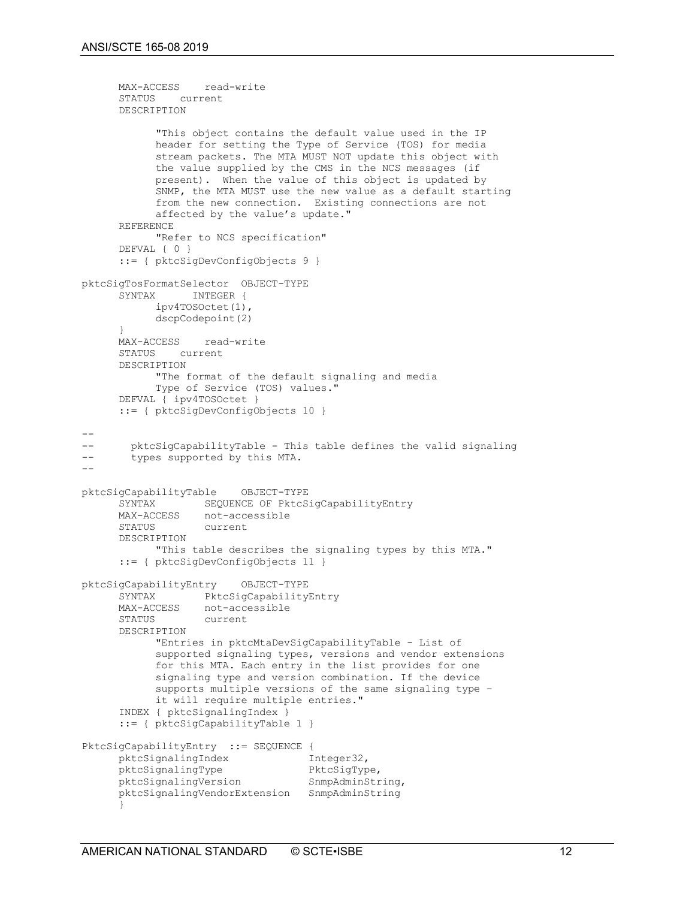```
      MAX-ACCESS    read-write
      STATUS    current
      DESCRIPTION

            "This object contains the default value used in the IP
            header for setting the Type of Service (TOS) for media
            stream packets. The MTA MUST NOT update this object with
            the value supplied by the CMS in the NCS messages (if
            present).  When the value of this object is updated by
            SNMP, the MTA MUST use the new value as a default starting
            from the new connection.  Existing connections are not
            affected by the value's update."
      REFERENCE
            "Refer to NCS specification"
      DEFVAL { 0 }
      ::= { pktcSigDevConfigObjects 9 }

pktcSigTosFormatSelector  OBJECT-TYPE
      SYNTAX      INTEGER {
            ipv4TOSOctet(1),
            dscpCodepoint(2)
      }
      MAX-ACCESS    read-write
      STATUS    current
      DESCRIPTION
            "The format of the default signaling and media
            Type of Service (TOS) values."
      DEFVAL { ipv4TOSOctet }
      ::= { pktcSigDevConfigObjects 10 }

--
--      pktcSigCapabilityTable - This table defines the valid signaling
--      types supported by this MTA.
--

pktcSigCapabilityTable    OBJECT-TYPE
      SYNTAX        SEQUENCE OF PktcSigCapabilityEntry
      MAX-ACCESS    not-accessible
      STATUS        current
      DESCRIPTION
            "This table describes the signaling types by this MTA."
      ::= { pktcSigDevConfigObjects 11 }

pktcSigCapabilityEntry    OBJECT-TYPE
      SYNTAX        PktcSigCapabilityEntry
      MAX-ACCESS    not-accessible
      STATUS        current
      DESCRIPTION
            "Entries in pktcMtaDevSigCapabilityTable - List of
            supported signaling types, versions and vendor extensions
            for this MTA. Each entry in the list provides for one
            signaling type and version combination. If the device
            supports multiple versions of the same signaling type –
            it will require multiple entries."
      INDEX { pktcSignalingIndex }
      ::= { pktcSigCapabilityTable 1 }

PktcSigCapabilityEntry  ::= SEQUENCE {
      pktcSignalingIndex            Integer32,
      pktcSignalingType             PktcSigType,
      pktcSignalingVersion          SnmpAdminString,
      pktcSignalingVendorExtension  SnmpAdminString
      }
```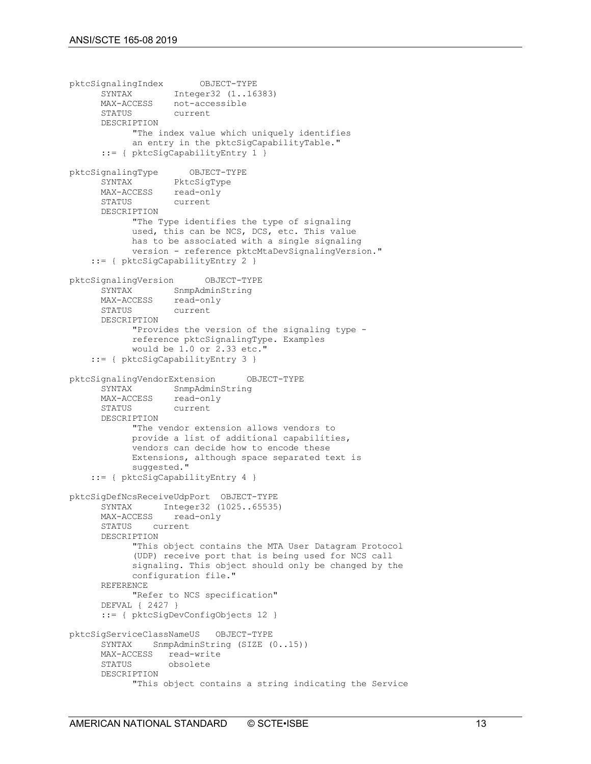```
pktcSignalingIndex       OBJECT-TYPE
      SYNTAX        Integer32 (1..16383)
      MAX-ACCESS    not-accessible
      STATUS        current
      DESCRIPTION
            "The index value which uniquely identifies
            an entry in the pktcSigCapabilityTable."
      ::= { pktcSigCapabilityEntry 1 }

pktcSignalingType      OBJECT-TYPE
      SYNTAX        PktcSigType
      MAX-ACCESS    read-only
      STATUS        current
      DESCRIPTION
            "The Type identifies the type of signaling
            used, this can be NCS, DCS, etc. This value
            has to be associated with a single signaling
            version - reference pktcMtaDevSignalingVersion."
    ::= { pktcSigCapabilityEntry 2 }

pktcSignalingVersion      OBJECT-TYPE
      SYNTAX        SnmpAdminString
      MAX-ACCESS    read-only
      STATUS        current
      DESCRIPTION
            "Provides the version of the signaling type -
            reference pktcSignalingType. Examples
            would be 1.0 or 2.33 etc."
    ::= { pktcSigCapabilityEntry 3 }

pktcSignalingVendorExtension      OBJECT-TYPE
      SYNTAX        SnmpAdminString
      MAX-ACCESS    read-only
      STATUS        current
      DESCRIPTION
            "The vendor extension allows vendors to
            provide a list of additional capabilities,
            vendors can decide how to encode these
            Extensions, although space separated text is
            suggested."
    ::= { pktcSigCapabilityEntry 4 }

pktcSigDefNcsReceiveUdpPort  OBJECT-TYPE
      SYNTAX      Integer32 (1025..65535)
      MAX-ACCESS    read-only
      STATUS    current
      DESCRIPTION
            "This object contains the MTA User Datagram Protocol
            (UDP) receive port that is being used for NCS call
            signaling. This object should only be changed by the
            configuration file."
      REFERENCE
            "Refer to NCS specification"
      DEFVAL { 2427 }
      ::= { pktcSigDevConfigObjects 12 }

pktcSigServiceClassNameUS   OBJECT-TYPE
      SYNTAX    SnmpAdminString (SIZE (0..15))
      MAX-ACCESS   read-write
      STATUS       obsolete
      DESCRIPTION
            "This object contains a string indicating the Service
```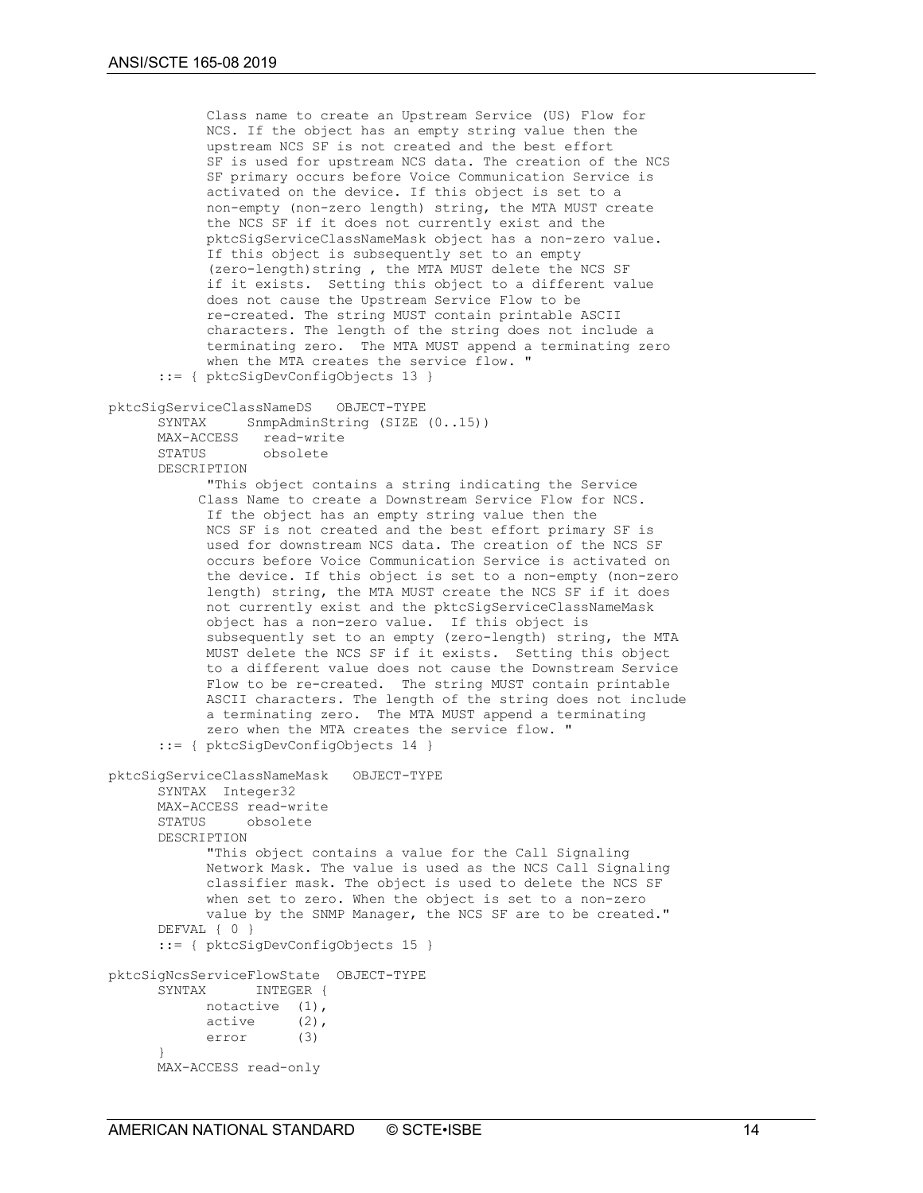```
            Class name to create an Upstream Service (US) Flow for
            NCS. If the object has an empty string value then the
            upstream NCS SF is not created and the best effort
            SF is used for upstream NCS data. The creation of the NCS
            SF primary occurs before Voice Communication Service is
            activated on the device. If this object is set to a
            non-empty (non-zero length) string, the MTA MUST create
            the NCS SF if it does not currently exist and the
            pktcSigServiceClassNameMask object has a non-zero value.
            If this object is subsequently set to an empty
            (zero-length)string , the MTA MUST delete the NCS SF
            if it exists.  Setting this object to a different value
            does not cause the Upstream Service Flow to be
            re-created. The string MUST contain printable ASCII
            characters. The length of the string does not include a
            terminating zero.  The MTA MUST append a terminating zero
            when the MTA creates the service flow. "
      ::= { pktcSigDevConfigObjects 13 }

pktcSigServiceClassNameDS   OBJECT-TYPE
      SYNTAX      SnmpAdminString (SIZE (0..15))
      MAX-ACCESS   read-write
      STATUS       obsolete
      DESCRIPTION
            "This object contains a string indicating the Service
           Class Name to create a Downstream Service Flow for NCS.
            If the object has an empty string value then the
            NCS SF is not created and the best effort primary SF is
            used for downstream NCS data. The creation of the NCS SF
            occurs before Voice Communication Service is activated on
            the device. If this object is set to a non-empty (non-zero
            length) string, the MTA MUST create the NCS SF if it does
            not currently exist and the pktcSigServiceClassNameMask
            object has a non-zero value.  If this object is
            subsequently set to an empty (zero-length) string, the MTA
            MUST delete the NCS SF if it exists.  Setting this object
            to a different value does not cause the Downstream Service
            Flow to be re-created.  The string MUST contain printable
            ASCII characters. The length of the string does not include
            a terminating zero.  The MTA MUST append a terminating
            zero when the MTA creates the service flow. "
      ::= { pktcSigDevConfigObjects 14 }

pktcSigServiceClassNameMask   OBJECT-TYPE
      SYNTAX  Integer32
      MAX-ACCESS read-write
      STATUS     obsolete
      DESCRIPTION
            "This object contains a value for the Call Signaling
            Network Mask. The value is used as the NCS Call Signaling
            classifier mask. The object is used to delete the NCS SF
            when set to zero. When the object is set to a non-zero
            value by the SNMP Manager, the NCS SF are to be created."
      DEFVAL { 0 }
      ::= { pktcSigDevConfigObjects 15 }

pktcSigNcsServiceFlowState  OBJECT-TYPE
      SYNTAX      INTEGER {
            notactive  (1),
            active     (2),
            error      (3)
      }
      MAX-ACCESS read-only
```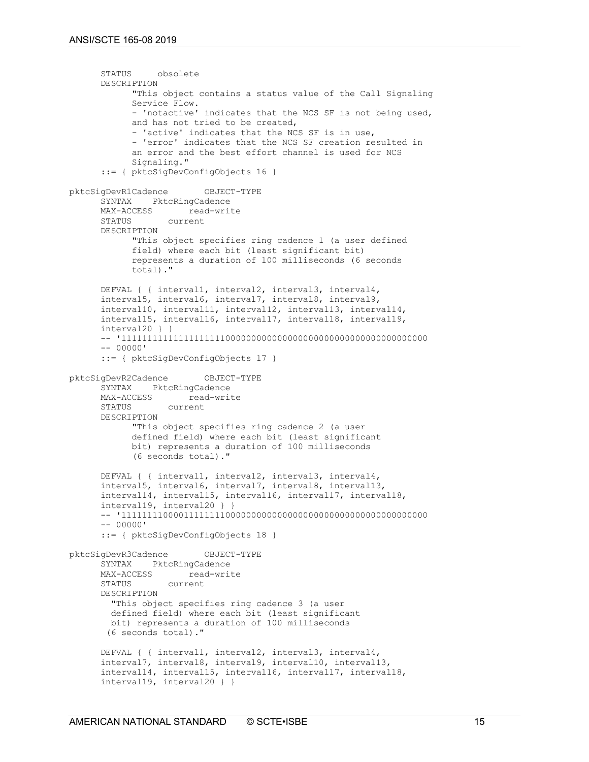```
      STATUS     obsolete
      DESCRIPTION
            "This object contains a status value of the Call Signaling
            Service Flow.
            - 'notactive' indicates that the NCS SF is not being used,
            and has not tried to be created,
            - 'active' indicates that the NCS SF is in use,
            - 'error' indicates that the NCS SF creation resulted in
            an error and the best effort channel is used for NCS
            Signaling."
      ::= { pktcSigDevConfigObjects 16 }

pktcSigDevR1Cadence        OBJECT-TYPE
      SYNTAX    PktcRingCadence
      MAX-ACCESS        read-write
      STATUS        current
      DESCRIPTION
            "This object specifies ring cadence 1 (a user defined
            field) where each bit (least significant bit)
            represents a duration of 100 milliseconds (6 seconds
            total)."

      DEFVAL { { interval1, interval2, interval3, interval4,
      interval5, interval6, interval7, interval8, interval9,
      interval10, interval11, interval12, interval13, interval14,
      interval15, interval16, interval17, interval18, interval19,
      interval20 } }
      -- '1111111111111111111100000000000000000000000000000000000000000
      -- 00000'
      ::= { pktcSigDevConfigObjects 17 }

pktcSigDevR2Cadence        OBJECT-TYPE
      SYNTAX    PktcRingCadence
      MAX-ACCESS        read-write
      STATUS        current
      DESCRIPTION
            "This object specifies ring cadence 2 (a user
            defined field) where each bit (least significant
            bit) represents a duration of 100 milliseconds
            (6 seconds total)."

      DEFVAL { { interval1, interval2, interval3, interval4,
      interval5, interval6, interval7, interval8, interval13,
      interval14, interval15, interval16, interval17, interval18,
      interval19, interval20 } }
      -- '1111111100001111111100000000000000000000000000000000000000000
      -- 00000'
      ::= { pktcSigDevConfigObjects 18 }

pktcSigDevR3Cadence        OBJECT-TYPE
      SYNTAX    PktcRingCadence
      MAX-ACCESS        read-write
      STATUS        current
      DESCRIPTION
        "This object specifies ring cadence 3 (a user
        defined field) where each bit (least significant
        bit) represents a duration of 100 milliseconds
       (6 seconds total)."

      DEFVAL { { interval1, interval2, interval3, interval4,
      interval7, interval8, interval9, interval10, interval13,
      interval14, interval15, interval16, interval17, interval18,
      interval19, interval20 } }
```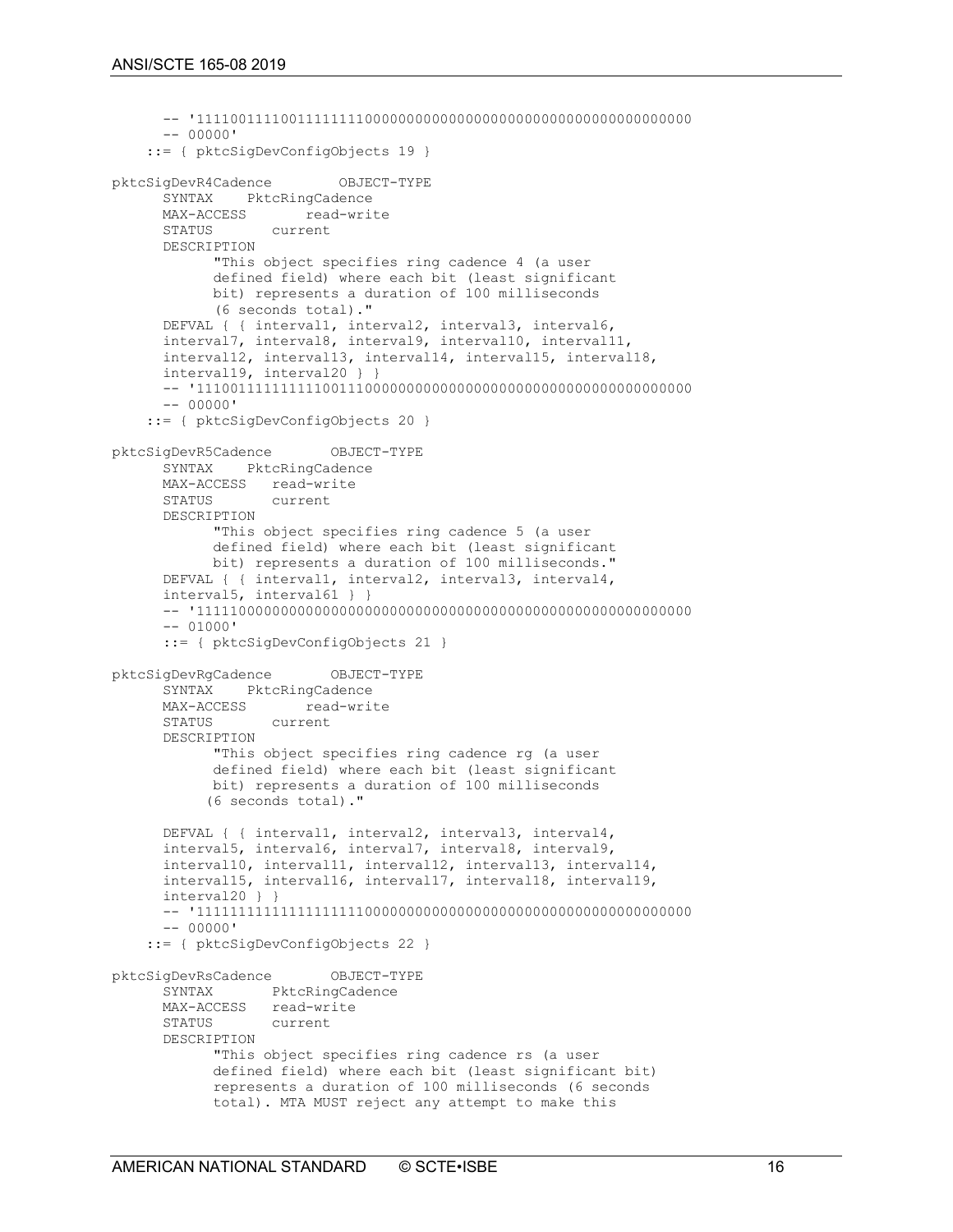```
      -- '11110011110011111111000000000000000000000000000000000000000
      -- 00000'
     ::= { pktcSigDevConfigObjects 19 }

pktcSigDevR4Cadence        OBJECT-TYPE
      SYNTAX    PktcRingCadence
      MAX-ACCESS       read-write
      STATUS       current
      DESCRIPTION
            "This object specifies ring cadence 4 (a user
            defined field) where each bit (least significant
            bit) represents a duration of 100 milliseconds
            (6 seconds total)."
      DEFVAL { { interval1, interval2, interval3, interval6,
      interval7, interval8, interval9, interval10, interval11,
      interval12, interval13, interval14, interval15, interval18,
      interval19, interval20 } }
      -- '11100111111111100111000000000000000000000000000000000000000
      -- 00000'
     ::= { pktcSigDevConfigObjects 20 }

pktcSigDevR5Cadence       OBJECT-TYPE
      SYNTAX    PktcRingCadence
      MAX-ACCESS   read-write
      STATUS       current
      DESCRIPTION
            "This object specifies ring cadence 5 (a user
            defined field) where each bit (least significant
            bit) represents a duration of 100 milliseconds."
      DEFVAL { { interval1, interval2, interval3, interval4,
      interval5, interval61 } }
      -- '11111000000000000000000000000000000000000000000000000000000
      -- 01000'
      ::= { pktcSigDevConfigObjects 21 }

pktcSigDevRgCadence       OBJECT-TYPE
      SYNTAX    PktcRingCadence
      MAX-ACCESS       read-write
      STATUS       current
      DESCRIPTION
            "This object specifies ring cadence rg (a user
            defined field) where each bit (least significant
            bit) represents a duration of 100 milliseconds
           (6 seconds total)."

      DEFVAL { { interval1, interval2, interval3, interval4,
      interval5, interval6, interval7, interval8, interval9,
      interval10, interval11, interval12, interval13, interval14,
      interval15, interval16, interval17, interval18, interval19,
      interval20 } }
      -- '11111111111111111111000000000000000000000000000000000000000
      -- 00000'
     ::= { pktcSigDevConfigObjects 22 }

pktcSigDevRsCadence       OBJECT-TYPE
      SYNTAX       PktcRingCadence
      MAX-ACCESS   read-write
      STATUS       current
      DESCRIPTION
            "This object specifies ring cadence rs (a user
            defined field) where each bit (least significant bit)
            represents a duration of 100 milliseconds (6 seconds
            total). MTA MUST reject any attempt to make this
```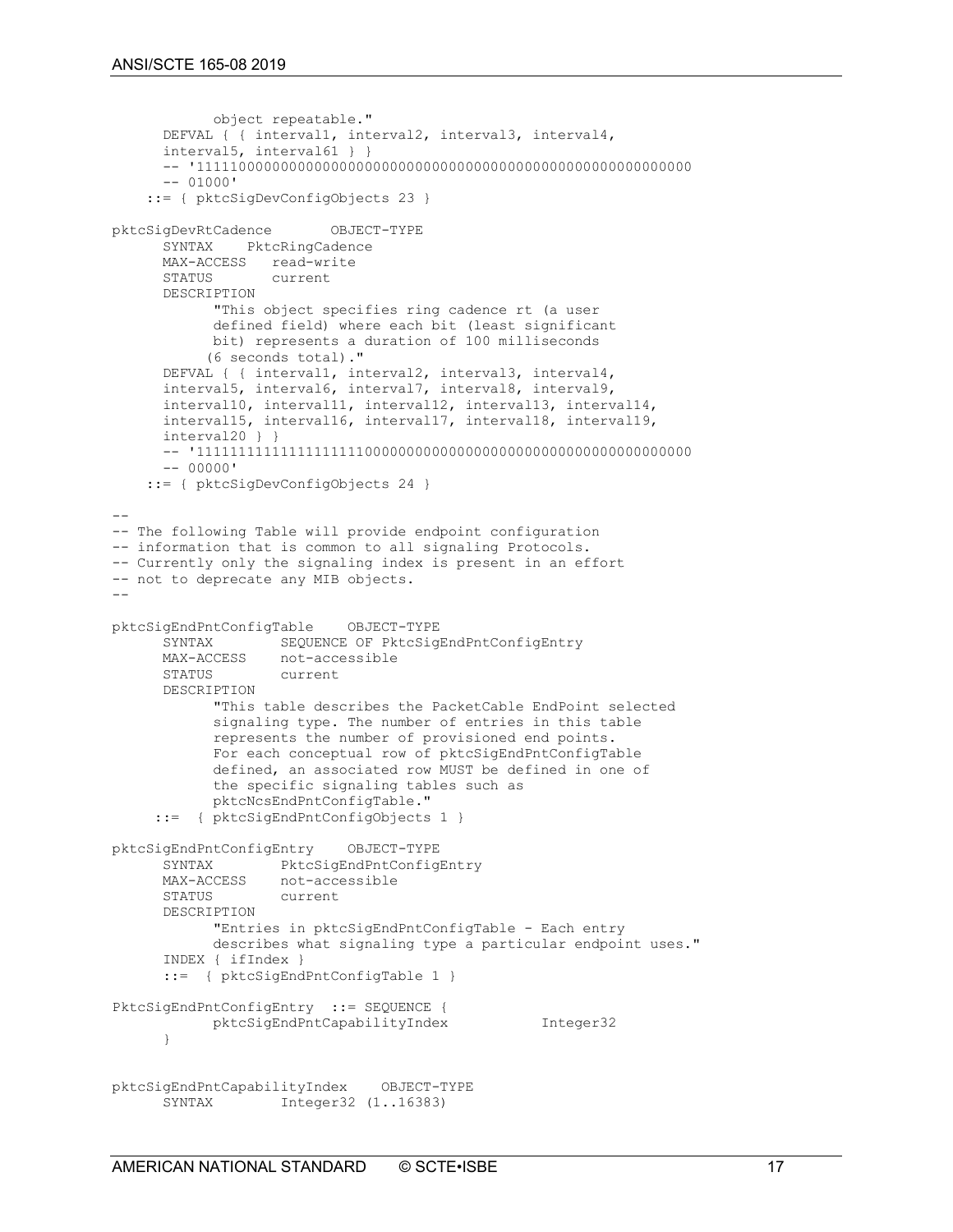```
            object repeatable."
      DEFVAL { { interval1, interval2, interval3, interval4,
      interval5, interval61 } }
      -- '1111100000000000000000000000000000000000000000000000000000
      -- 01000'
     ::= { pktcSigDevConfigObjects 23 }

pktcSigDevRtCadence       OBJECT-TYPE
      SYNTAX    PktcRingCadence
      MAX-ACCESS   read-write
      STATUS       current
      DESCRIPTION
            "This object specifies ring cadence rt (a user
            defined field) where each bit (least significant
            bit) represents a duration of 100 milliseconds
           (6 seconds total)."
      DEFVAL { { interval1, interval2, interval3, interval4,
      interval5, interval6, interval7, interval8, interval9,
      interval10, interval11, interval12, interval13, interval14,
      interval15, interval16, interval17, interval18, interval19,
      interval20 } }
      -- '1111111111111111111100000000000000000000000000000000000000
      -- 00000'
     ::= { pktcSigDevConfigObjects 24 }

--
-- The following Table will provide endpoint configuration
-- information that is common to all signaling Protocols.
-- Currently only the signaling index is present in an effort
-- not to deprecate any MIB objects.
--

pktcSigEndPntConfigTable    OBJECT-TYPE
      SYNTAX        SEQUENCE OF PktcSigEndPntConfigEntry
      MAX-ACCESS    not-accessible
      STATUS        current
      DESCRIPTION
            "This table describes the PacketCable EndPoint selected
            signaling type. The number of entries in this table
            represents the number of provisioned end points.
            For each conceptual row of pktcSigEndPntConfigTable
            defined, an associated row MUST be defined in one of
            the specific signaling tables such as
            pktcNcsEndPntConfigTable."
     ::=  { pktcSigEndPntConfigObjects 1 }

pktcSigEndPntConfigEntry    OBJECT-TYPE
      SYNTAX        PktcSigEndPntConfigEntry
      MAX-ACCESS    not-accessible
      STATUS        current
      DESCRIPTION
            "Entries in pktcSigEndPntConfigTable - Each entry
            describes what signaling type a particular endpoint uses."
      INDEX { ifIndex }
      ::=  { pktcSigEndPntConfigTable 1 }

PktcSigEndPntConfigEntry  ::= SEQUENCE {
            pktcSigEndPntCapabilityIndex           Integer32
      }


pktcSigEndPntCapabilityIndex    OBJECT-TYPE
      SYNTAX        Integer32 (1..16383)
```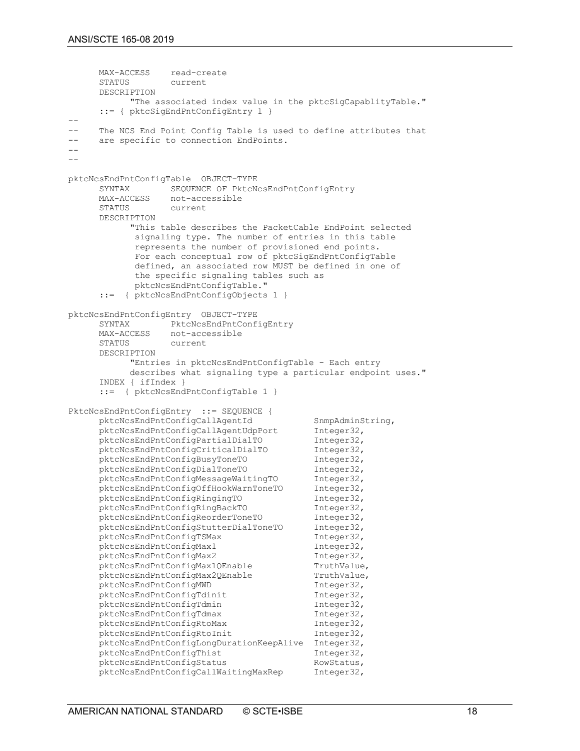```
      MAX-ACCESS    read-create
      STATUS        current
      DESCRIPTION
            "The associated index value in the pktcSigCapablityTable."
      ::= { pktcSigEndPntConfigEntry 1 }
--
--    The NCS End Point Config Table is used to define attributes that
--    are specific to connection EndPoints.
--
--

pktcNcsEndPntConfigTable  OBJECT-TYPE
      SYNTAX        SEQUENCE OF PktcNcsEndPntConfigEntry
      MAX-ACCESS    not-accessible
      STATUS        current
      DESCRIPTION
            "This table describes the PacketCable EndPoint selected
             signaling type. The number of entries in this table
             represents the number of provisioned end points.
             For each conceptual row of pktcSigEndPntConfigTable
             defined, an associated row MUST be defined in one of
             the specific signaling tables such as
             pktcNcsEndPntConfigTable."
      ::=  { pktcNcsEndPntConfigObjects 1 }

pktcNcsEndPntConfigEntry  OBJECT-TYPE
      SYNTAX        PktcNcsEndPntConfigEntry
      MAX-ACCESS    not-accessible
      STATUS        current
      DESCRIPTION
            "Entries in pktcNcsEndPntConfigTable - Each entry
            describes what signaling type a particular endpoint uses."
      INDEX { ifIndex }
      ::=  { pktcNcsEndPntConfigTable 1 }

PktcNcsEndPntConfigEntry  ::= SEQUENCE {
      pktcNcsEndPntConfigCallAgentId            SnmpAdminString,
      pktcNcsEndPntConfigCallAgentUdpPort       Integer32,
      pktcNcsEndPntConfigPartialDialTO          Integer32,
      pktcNcsEndPntConfigCriticalDialTO         Integer32,
      pktcNcsEndPntConfigBusyToneTO             Integer32,
      pktcNcsEndPntConfigDialToneTO             Integer32,
      pktcNcsEndPntConfigMessageWaitingTO       Integer32,
      pktcNcsEndPntConfigOffHookWarnToneTO      Integer32,
      pktcNcsEndPntConfigRingingTO              Integer32,
      pktcNcsEndPntConfigRingBackTO             Integer32,
      pktcNcsEndPntConfigReorderToneTO          Integer32,
      pktcNcsEndPntConfigStutterDialToneTO      Integer32,
      pktcNcsEndPntConfigTSMax                  Integer32,
      pktcNcsEndPntConfigMax1                   Integer32,
      pktcNcsEndPntConfigMax2                   Integer32,
      pktcNcsEndPntConfigMax1QEnable            TruthValue,
      pktcNcsEndPntConfigMax2QEnable            TruthValue,
      pktcNcsEndPntConfigMWD                    Integer32,
      pktcNcsEndPntConfigTdinit                 Integer32,
      pktcNcsEndPntConfigTdmin                  Integer32,
      pktcNcsEndPntConfigTdmax                  Integer32,
      pktcNcsEndPntConfigRtoMax                 Integer32,
      pktcNcsEndPntConfigRtoInit                Integer32,
      pktcNcsEndPntConfigLongDurationKeepAlive  Integer32,
      pktcNcsEndPntConfigThist                  Integer32,
      pktcNcsEndPntConfigStatus                 RowStatus,
      pktcNcsEndPntConfigCallWaitingMaxRep      Integer32,
```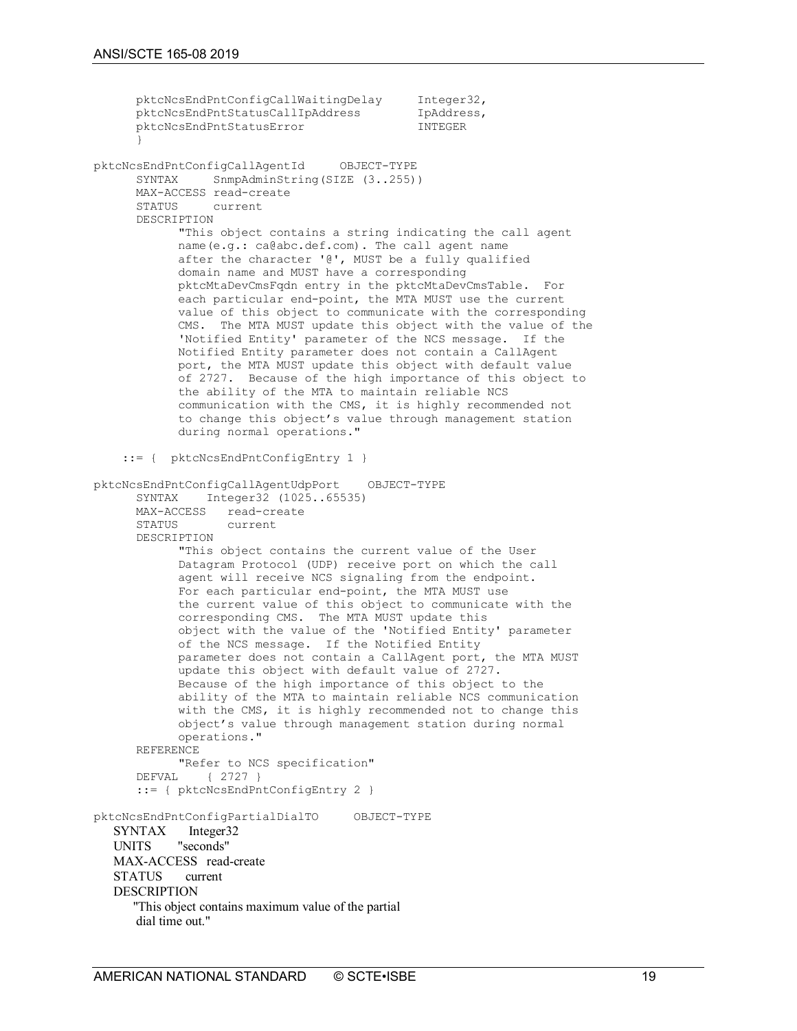```
      pktcNcsEndPntConfigCallWaitingDelay     Integer32,
      pktcNcsEndPntStatusCallIpAddress        IpAddress,
      pktcNcsEndPntStatusError                INTEGER
      }

pktcNcsEndPntConfigCallAgentId     OBJECT-TYPE
      SYNTAX     SnmpAdminString(SIZE (3..255))
      MAX-ACCESS read-create
      STATUS     current
      DESCRIPTION
            "This object contains a string indicating the call agent
            name(e.g.: ca@abc.def.com). The call agent name
            after the character '@', MUST be a fully qualified
            domain name and MUST have a corresponding
            pktcMtaDevCmsFqdn entry in the pktcMtaDevCmsTable.  For
            each particular end-point, the MTA MUST use the current
            value of this object to communicate with the corresponding
            CMS.  The MTA MUST update this object with the value of the
            'Notified Entity' parameter of the NCS message.  If the
            Notified Entity parameter does not contain a CallAgent
            port, the MTA MUST update this object with default value
            of 2727.  Because of the high importance of this object to
            the ability of the MTA to maintain reliable NCS
            communication with the CMS, it is highly recommended not
            to change this object's value through management station
            during normal operations."

    ::= {  pktcNcsEndPntConfigEntry 1 }

pktcNcsEndPntConfigCallAgentUdpPort    OBJECT-TYPE
      SYNTAX    Integer32 (1025..65535)
      MAX-ACCESS   read-create
      STATUS       current
      DESCRIPTION
            "This object contains the current value of the User
            Datagram Protocol (UDP) receive port on which the call
            agent will receive NCS signaling from the endpoint.
            For each particular end-point, the MTA MUST use
            the current value of this object to communicate with the
            corresponding CMS.  The MTA MUST update this
            object with the value of the 'Notified Entity' parameter
            of the NCS message.  If the Notified Entity
            parameter does not contain a CallAgent port, the MTA MUST
            update this object with default value of 2727.
            Because of the high importance of this object to the
            ability of the MTA to maintain reliable NCS communication
            with the CMS, it is highly recommended not to change this
            object's value through management station during normal
            operations."
      REFERENCE
            "Refer to NCS specification"
      DEFVAL    { 2727 }
      ::= { pktcNcsEndPntConfigEntry 2 }

pktcNcsEndPntConfigPartialDialTO     OBJECT-TYPE
    SYNTAX      Integer32
    UNITS       "seconds"
    MAX-ACCESS  read-create
    STATUS      current
    DESCRIPTION
        "This object contains maximum value of the partial
        dial time out."
```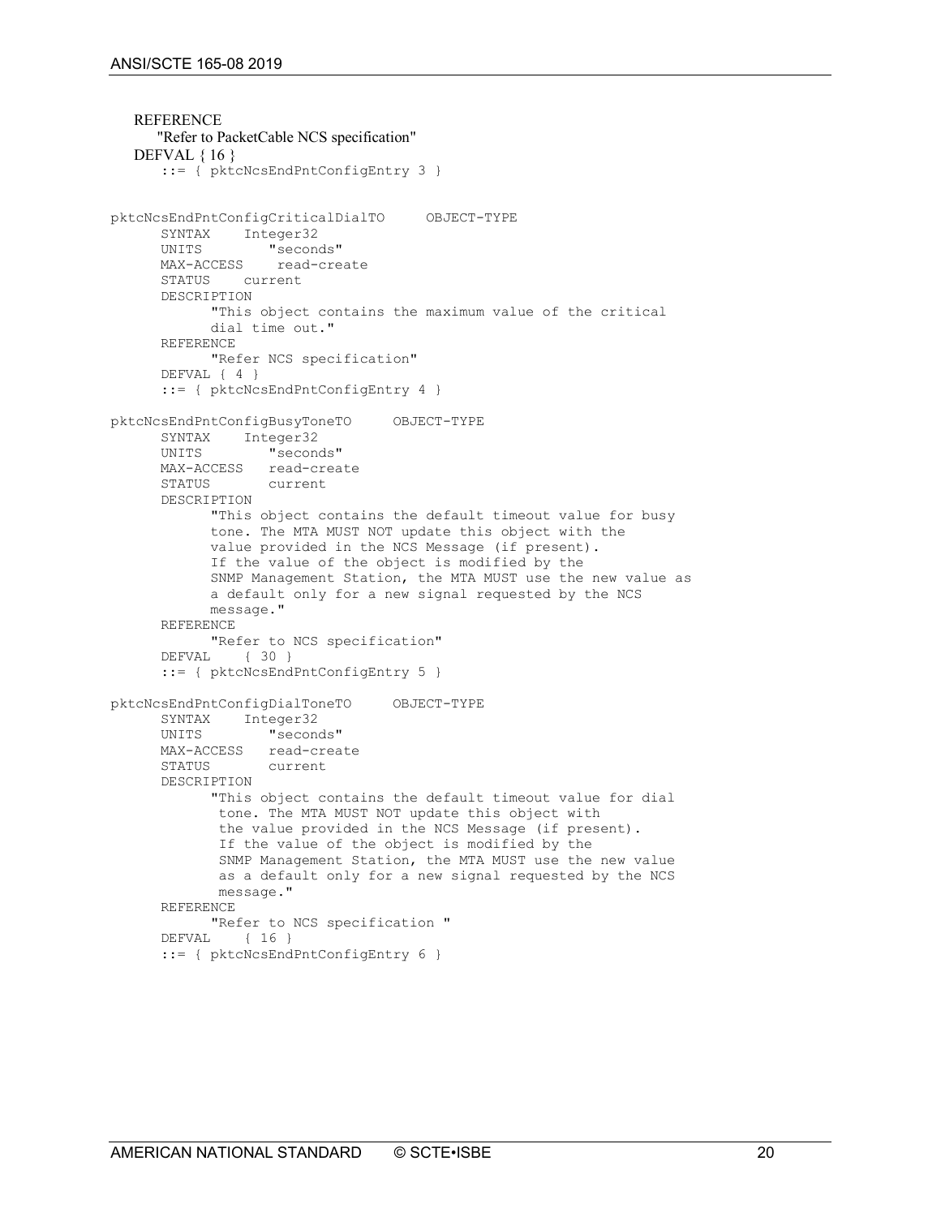```
    REFERENCE
        "Refer to PacketCable NCS specification"
    DEFVAL { 16 }
        ::= { pktcNcsEndPntConfigEntry 3 }

pktcNcsEndPntConfigCriticalDialTO     OBJECT-TYPE
      SYNTAX    Integer32
      UNITS        "seconds"
      MAX-ACCESS    read-create
      STATUS    current
      DESCRIPTION
            "This object contains the maximum value of the critical
            dial time out."
      REFERENCE
            "Refer NCS specification"
      DEFVAL { 4 }
      ::= { pktcNcsEndPntConfigEntry 4 }

pktcNcsEndPntConfigBusyToneTO     OBJECT-TYPE
      SYNTAX    Integer32
      UNITS        "seconds"
      MAX-ACCESS   read-create
      STATUS       current
      DESCRIPTION
            "This object contains the default timeout value for busy
            tone. The MTA MUST NOT update this object with the
            value provided in the NCS Message (if present).
            If the value of the object is modified by the
            SNMP Management Station, the MTA MUST use the new value as
            a default only for a new signal requested by the NCS
            message."
      REFERENCE
            "Refer to NCS specification"
      DEFVAL    { 30 }
      ::= { pktcNcsEndPntConfigEntry 5 }

pktcNcsEndPntConfigDialToneTO     OBJECT-TYPE
      SYNTAX    Integer32
      UNITS        "seconds"
      MAX-ACCESS   read-create
      STATUS       current
      DESCRIPTION
            "This object contains the default timeout value for dial
             tone. The MTA MUST NOT update this object with
             the value provided in the NCS Message (if present).
             If the value of the object is modified by the
             SNMP Management Station, the MTA MUST use the new value
             as a default only for a new signal requested by the NCS
             message."
      REFERENCE
            "Refer to NCS specification "
      DEFVAL    { 16 }
      ::= { pktcNcsEndPntConfigEntry 6 }
```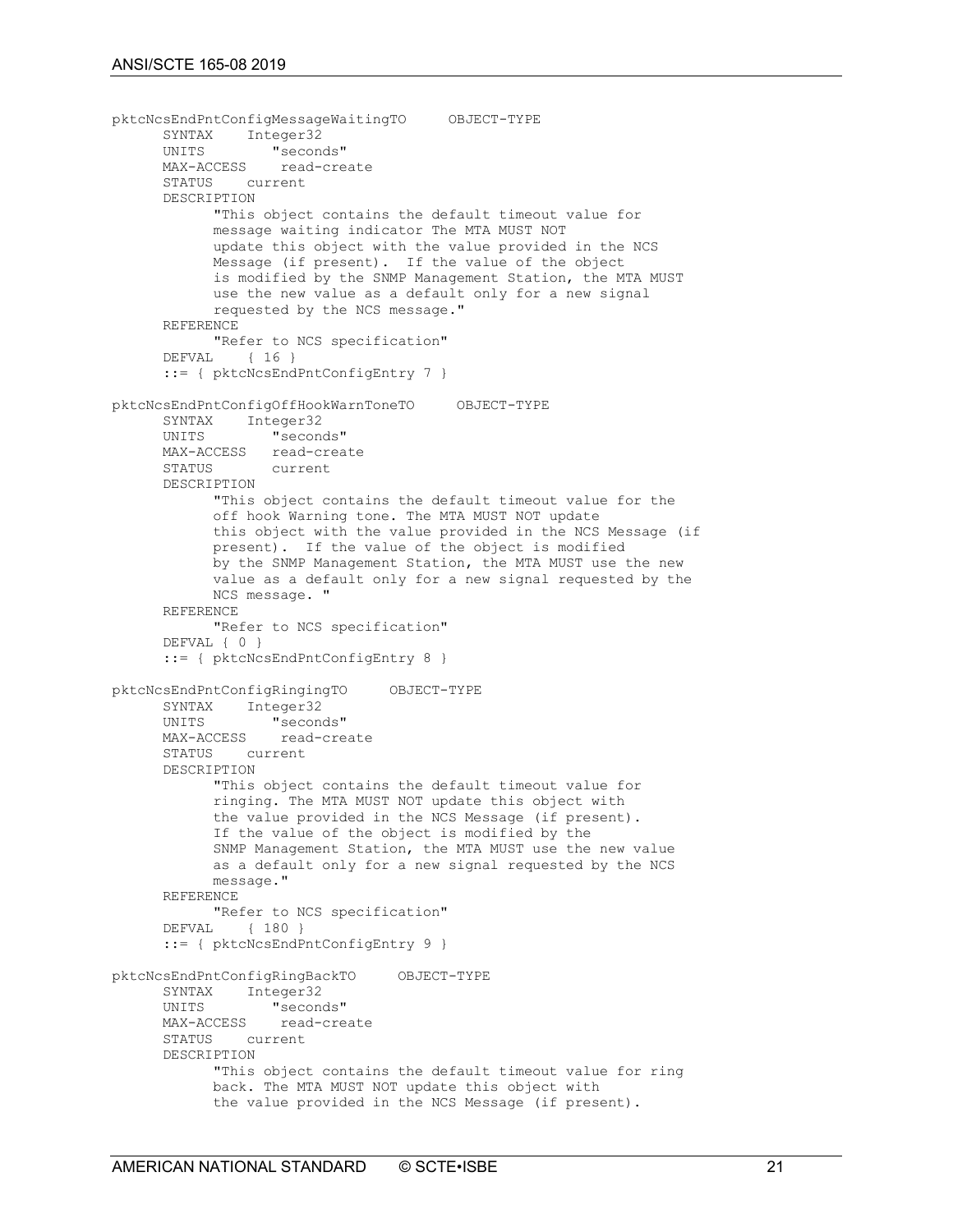```
pktcNcsEndPntConfigMessageWaitingTO     OBJECT-TYPE
      SYNTAX    Integer32
      UNITS        "seconds"
      MAX-ACCESS    read-create
      STATUS    current
      DESCRIPTION
            "This object contains the default timeout value for
            message waiting indicator The MTA MUST NOT
            update this object with the value provided in the NCS
            Message (if present).  If the value of the object
            is modified by the SNMP Management Station, the MTA MUST
            use the new value as a default only for a new signal
            requested by the NCS message."
      REFERENCE
            "Refer to NCS specification"
      DEFVAL    { 16 }
      ::= { pktcNcsEndPntConfigEntry 7 }

pktcNcsEndPntConfigOffHookWarnToneTO     OBJECT-TYPE
      SYNTAX    Integer32
      UNITS        "seconds"
      MAX-ACCESS   read-create
      STATUS       current
      DESCRIPTION
            "This object contains the default timeout value for the
            off hook Warning tone. The MTA MUST NOT update
            this object with the value provided in the NCS Message (if
            present).  If the value of the object is modified
            by the SNMP Management Station, the MTA MUST use the new
            value as a default only for a new signal requested by the
            NCS message. "
      REFERENCE
            "Refer to NCS specification"
      DEFVAL { 0 }
      ::= { pktcNcsEndPntConfigEntry 8 }

pktcNcsEndPntConfigRingingTO     OBJECT-TYPE
      SYNTAX    Integer32
      UNITS        "seconds"
      MAX-ACCESS    read-create
      STATUS    current
      DESCRIPTION
            "This object contains the default timeout value for
            ringing. The MTA MUST NOT update this object with
            the value provided in the NCS Message (if present).
            If the value of the object is modified by the
            SNMP Management Station, the MTA MUST use the new value
            as a default only for a new signal requested by the NCS
            message."
      REFERENCE
            "Refer to NCS specification"
      DEFVAL    { 180 }
      ::= { pktcNcsEndPntConfigEntry 9 }

pktcNcsEndPntConfigRingBackTO     OBJECT-TYPE
      SYNTAX    Integer32
      UNITS        "seconds"
      MAX-ACCESS    read-create
      STATUS    current
      DESCRIPTION
            "This object contains the default timeout value for ring
            back. The MTA MUST NOT update this object with
            the value provided in the NCS Message (if present).
```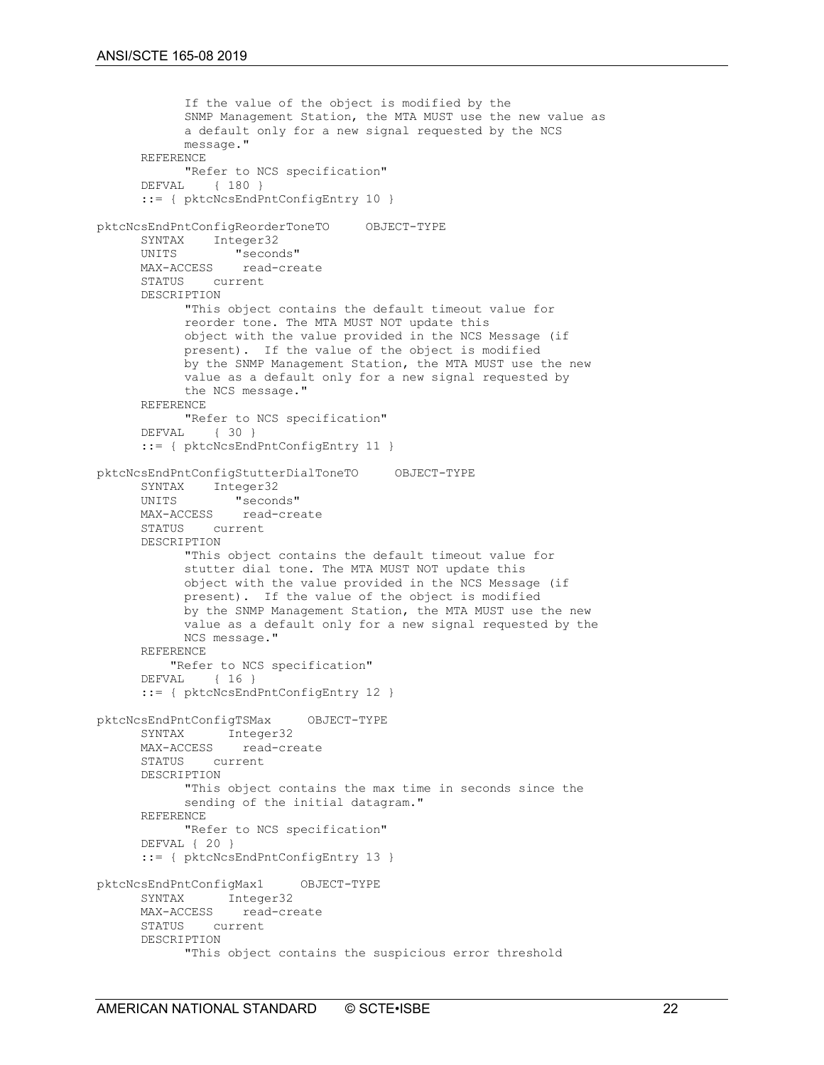```
            If the value of the object is modified by the
            SNMP Management Station, the MTA MUST use the new value as
            a default only for a new signal requested by the NCS
            message."
      REFERENCE
            "Refer to NCS specification"
      DEFVAL    { 180 }
      ::= { pktcNcsEndPntConfigEntry 10 }

pktcNcsEndPntConfigReorderToneTO     OBJECT-TYPE
      SYNTAX    Integer32
      UNITS        "seconds"
      MAX-ACCESS    read-create
      STATUS    current
      DESCRIPTION
            "This object contains the default timeout value for
            reorder tone. The MTA MUST NOT update this
            object with the value provided in the NCS Message (if
            present).  If the value of the object is modified
            by the SNMP Management Station, the MTA MUST use the new
            value as a default only for a new signal requested by
            the NCS message."
      REFERENCE
            "Refer to NCS specification"
      DEFVAL    { 30 }
      ::= { pktcNcsEndPntConfigEntry 11 }

pktcNcsEndPntConfigStutterDialToneTO     OBJECT-TYPE
      SYNTAX    Integer32
      UNITS        "seconds"
      MAX-ACCESS    read-create
      STATUS    current
      DESCRIPTION
            "This object contains the default timeout value for
            stutter dial tone. The MTA MUST NOT update this
            object with the value provided in the NCS Message (if
            present).  If the value of the object is modified
            by the SNMP Management Station, the MTA MUST use the new
            value as a default only for a new signal requested by the
            NCS message."
      REFERENCE
          "Refer to NCS specification"
      DEFVAL    { 16 }
      ::= { pktcNcsEndPntConfigEntry 12 }

pktcNcsEndPntConfigTSMax     OBJECT-TYPE
      SYNTAX      Integer32
      MAX-ACCESS    read-create
      STATUS    current
      DESCRIPTION
            "This object contains the max time in seconds since the
            sending of the initial datagram."
      REFERENCE
            "Refer to NCS specification"
      DEFVAL { 20 }
      ::= { pktcNcsEndPntConfigEntry 13 }

pktcNcsEndPntConfigMax1     OBJECT-TYPE
      SYNTAX      Integer32
      MAX-ACCESS    read-create
      STATUS    current
      DESCRIPTION
            "This object contains the suspicious error threshold
```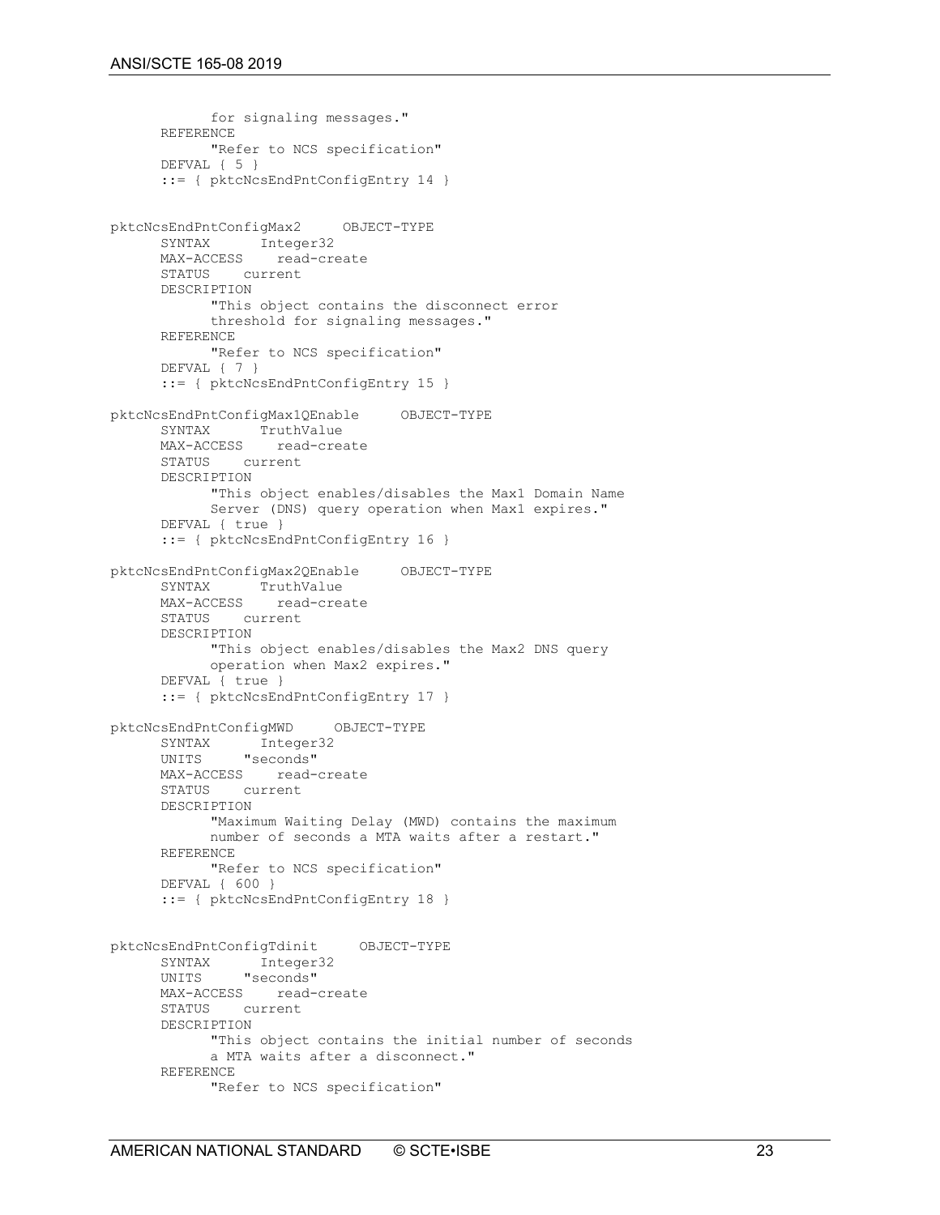```
            for signaling messages."
      REFERENCE
            "Refer to NCS specification"
      DEFVAL { 5 }
      ::= { pktcNcsEndPntConfigEntry 14 }


pktcNcsEndPntConfigMax2     OBJECT-TYPE
      SYNTAX      Integer32
      MAX-ACCESS    read-create
      STATUS    current
      DESCRIPTION
            "This object contains the disconnect error
            threshold for signaling messages."
      REFERENCE
            "Refer to NCS specification"
      DEFVAL { 7 }
      ::= { pktcNcsEndPntConfigEntry 15 }

pktcNcsEndPntConfigMax1QEnable     OBJECT-TYPE
      SYNTAX      TruthValue
      MAX-ACCESS    read-create
      STATUS    current
      DESCRIPTION
            "This object enables/disables the Max1 Domain Name
            Server (DNS) query operation when Max1 expires."
      DEFVAL { true }
      ::= { pktcNcsEndPntConfigEntry 16 }

pktcNcsEndPntConfigMax2QEnable     OBJECT-TYPE
      SYNTAX      TruthValue
      MAX-ACCESS    read-create
      STATUS    current
      DESCRIPTION
            "This object enables/disables the Max2 DNS query
            operation when Max2 expires."
      DEFVAL { true }
      ::= { pktcNcsEndPntConfigEntry 17 }

pktcNcsEndPntConfigMWD     OBJECT-TYPE
      SYNTAX      Integer32
      UNITS     "seconds"
      MAX-ACCESS    read-create
      STATUS    current
      DESCRIPTION
            "Maximum Waiting Delay (MWD) contains the maximum
            number of seconds a MTA waits after a restart."
      REFERENCE
            "Refer to NCS specification"
      DEFVAL { 600 }
      ::= { pktcNcsEndPntConfigEntry 18 }


pktcNcsEndPntConfigTdinit     OBJECT-TYPE
      SYNTAX      Integer32
      UNITS     "seconds"
      MAX-ACCESS    read-create
      STATUS    current
      DESCRIPTION
            "This object contains the initial number of seconds
            a MTA waits after a disconnect."
      REFERENCE
            "Refer to NCS specification"
```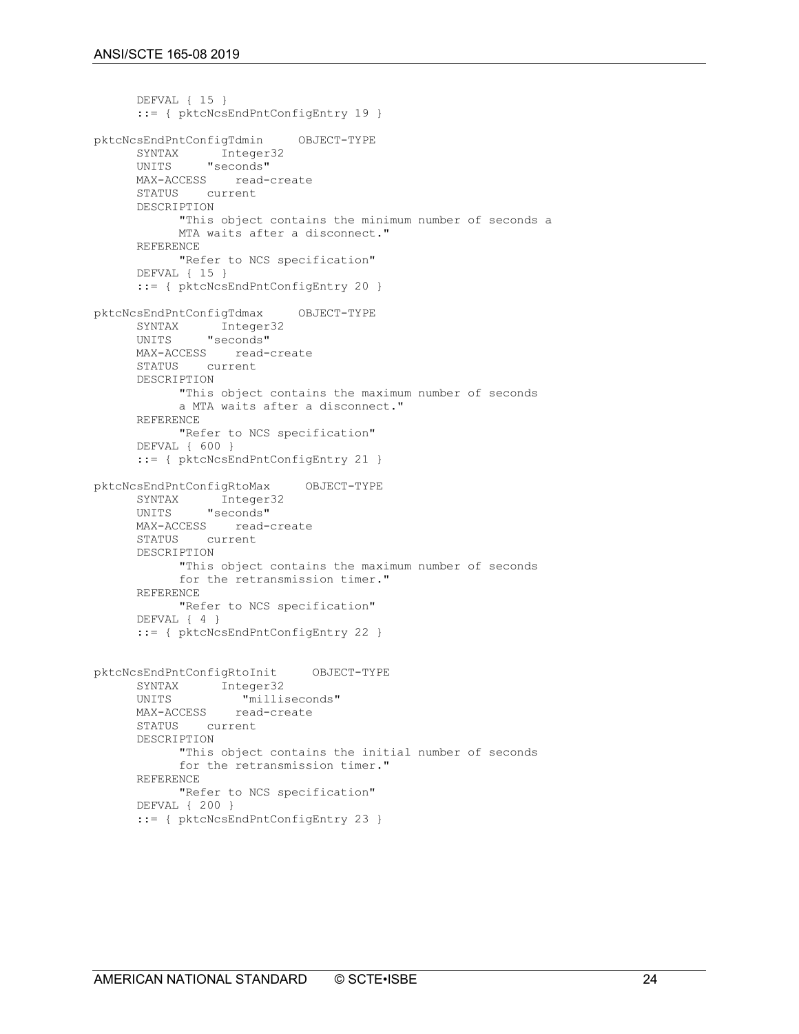```
      DEFVAL { 15 }
      ::= { pktcNcsEndPntConfigEntry 19 }

pktcNcsEndPntConfigTdmin     OBJECT-TYPE
      SYNTAX      Integer32
      UNITS     "seconds"
      MAX-ACCESS    read-create
      STATUS    current
      DESCRIPTION
            "This object contains the minimum number of seconds a
            MTA waits after a disconnect."
      REFERENCE
            "Refer to NCS specification"
      DEFVAL { 15 }
      ::= { pktcNcsEndPntConfigEntry 20 }

pktcNcsEndPntConfigTdmax     OBJECT-TYPE
      SYNTAX      Integer32
      UNITS     "seconds"
      MAX-ACCESS    read-create
      STATUS    current
      DESCRIPTION
            "This object contains the maximum number of seconds
            a MTA waits after a disconnect."
      REFERENCE
            "Refer to NCS specification"
      DEFVAL { 600 }
      ::= { pktcNcsEndPntConfigEntry 21 }

pktcNcsEndPntConfigRtoMax     OBJECT-TYPE
      SYNTAX      Integer32
      UNITS     "seconds"
      MAX-ACCESS    read-create
      STATUS    current
      DESCRIPTION
            "This object contains the maximum number of seconds
            for the retransmission timer."
      REFERENCE
            "Refer to NCS specification"
      DEFVAL { 4 }
      ::= { pktcNcsEndPntConfigEntry 22 }


pktcNcsEndPntConfigRtoInit     OBJECT-TYPE
      SYNTAX      Integer32
      UNITS           "milliseconds"
      MAX-ACCESS    read-create
      STATUS    current
      DESCRIPTION
            "This object contains the initial number of seconds
            for the retransmission timer."
      REFERENCE
            "Refer to NCS specification"
      DEFVAL { 200 }
      ::= { pktcNcsEndPntConfigEntry 23 }
```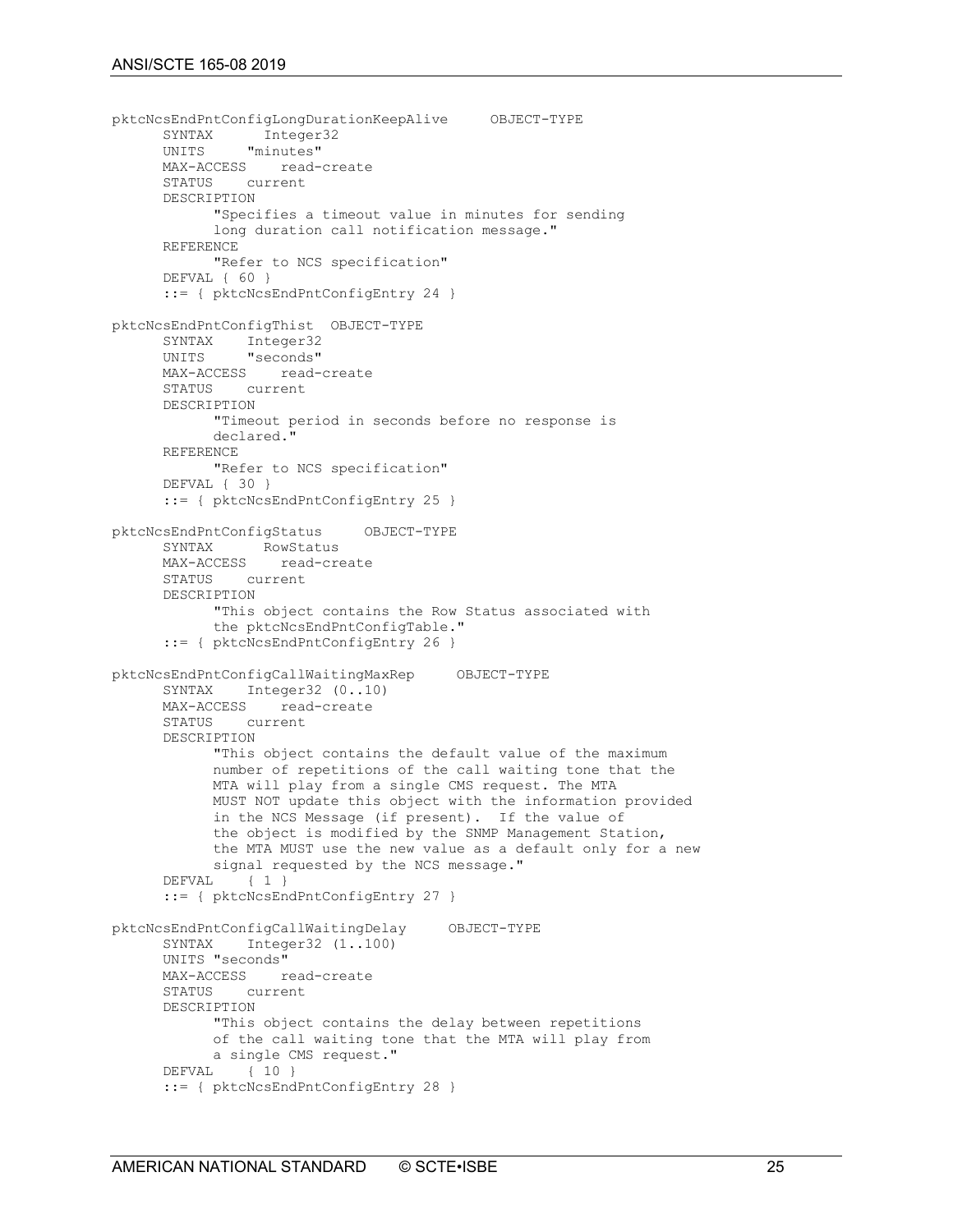```
pktcNcsEndPntConfigLongDurationKeepAlive     OBJECT-TYPE
      SYNTAX      Integer32
      UNITS     "minutes"
      MAX-ACCESS    read-create
      STATUS    current
      DESCRIPTION
            "Specifies a timeout value in minutes for sending
            long duration call notification message."
      REFERENCE
            "Refer to NCS specification"
      DEFVAL { 60 }
      ::= { pktcNcsEndPntConfigEntry 24 }

pktcNcsEndPntConfigThist  OBJECT-TYPE
      SYNTAX    Integer32
      UNITS     "seconds"
      MAX-ACCESS    read-create
      STATUS    current
      DESCRIPTION
            "Timeout period in seconds before no response is
            declared."
      REFERENCE
            "Refer to NCS specification"
      DEFVAL { 30 }
      ::= { pktcNcsEndPntConfigEntry 25 }

pktcNcsEndPntConfigStatus     OBJECT-TYPE
      SYNTAX      RowStatus
      MAX-ACCESS    read-create
      STATUS    current
      DESCRIPTION
            "This object contains the Row Status associated with
            the pktcNcsEndPntConfigTable."
      ::= { pktcNcsEndPntConfigEntry 26 }

pktcNcsEndPntConfigCallWaitingMaxRep     OBJECT-TYPE
      SYNTAX    Integer32 (0..10)
      MAX-ACCESS    read-create
      STATUS    current
      DESCRIPTION
            "This object contains the default value of the maximum
            number of repetitions of the call waiting tone that the
            MTA will play from a single CMS request. The MTA
            MUST NOT update this object with the information provided
            in the NCS Message (if present).  If the value of
            the object is modified by the SNMP Management Station,
            the MTA MUST use the new value as a default only for a new
            signal requested by the NCS message."
      DEFVAL    { 1 }
      ::= { pktcNcsEndPntConfigEntry 27 }

pktcNcsEndPntConfigCallWaitingDelay     OBJECT-TYPE
      SYNTAX    Integer32 (1..100)
      UNITS "seconds"
      MAX-ACCESS    read-create
      STATUS    current
      DESCRIPTION
            "This object contains the delay between repetitions
            of the call waiting tone that the MTA will play from
            a single CMS request."
      DEFVAL    { 10 }
      ::= { pktcNcsEndPntConfigEntry 28 }
```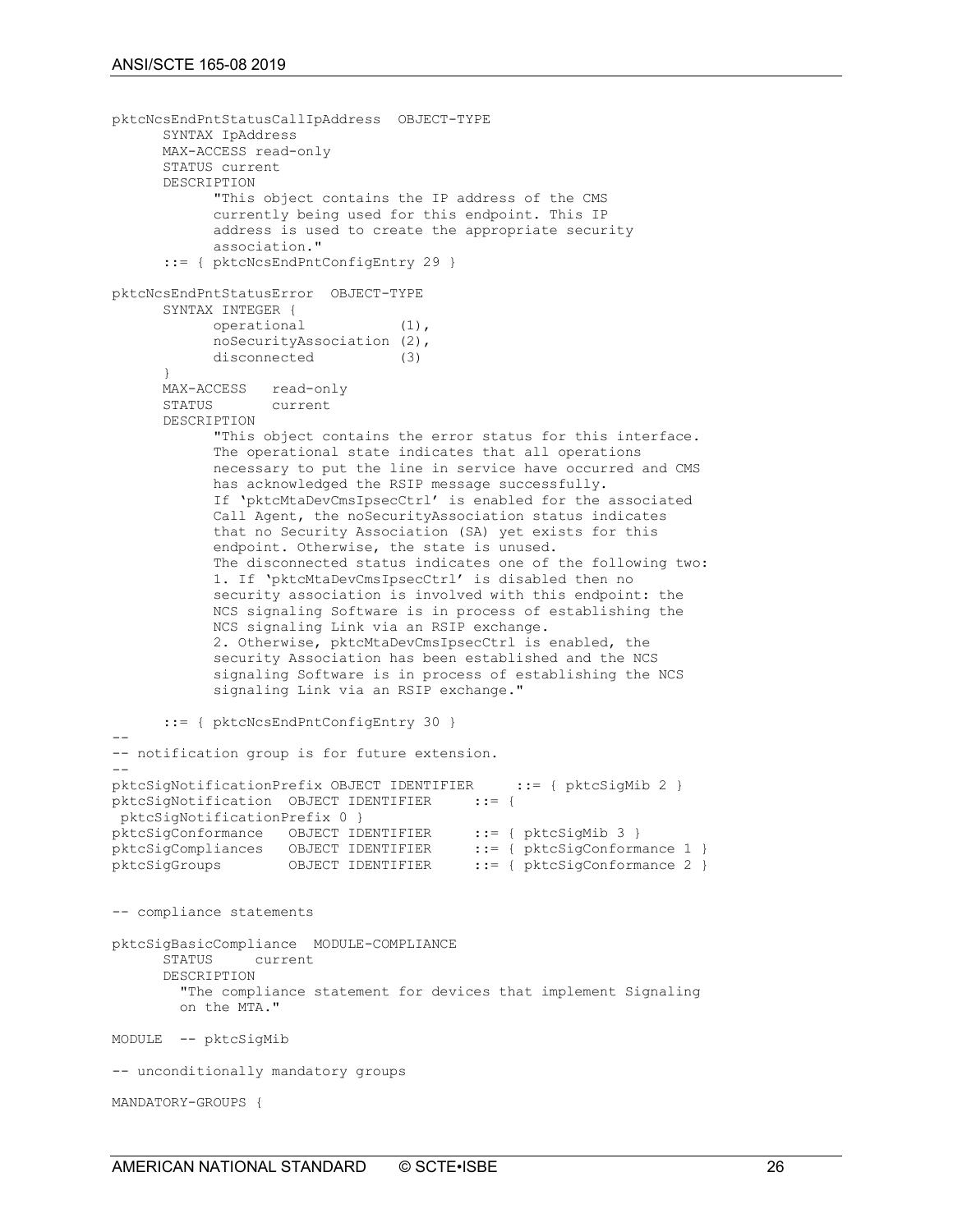```
pktcNcsEndPntStatusCallIpAddress  OBJECT-TYPE
      SYNTAX IpAddress
      MAX-ACCESS read-only
      STATUS current
      DESCRIPTION
            "This object contains the IP address of the CMS
            currently being used for this endpoint. This IP
            address is used to create the appropriate security
            association."
      ::= { pktcNcsEndPntConfigEntry 29 }

pktcNcsEndPntStatusError  OBJECT-TYPE
      SYNTAX INTEGER {
            operational           (1),
            noSecurityAssociation (2),
            disconnected          (3)
      }
      MAX-ACCESS   read-only
      STATUS       current
      DESCRIPTION
            "This object contains the error status for this interface.
            The operational state indicates that all operations
            necessary to put the line in service have occurred and CMS
            has acknowledged the RSIP message successfully.
            If 'pktcMtaDevCmsIpsecCtrl' is enabled for the associated
            Call Agent, the noSecurityAssociation status indicates
            that no Security Association (SA) yet exists for this
            endpoint. Otherwise, the state is unused.
            The disconnected status indicates one of the following two:
            1. If 'pktcMtaDevCmsIpsecCtrl' is disabled then no
            security association is involved with this endpoint: the
            NCS signaling Software is in process of establishing the
            NCS signaling Link via an RSIP exchange.
            2. Otherwise, pktcMtaDevCmsIpsecCtrl is enabled, the
            security Association has been established and the NCS
            signaling Software is in process of establishing the NCS
            signaling Link via an RSIP exchange."

      ::= { pktcNcsEndPntConfigEntry 30 }
--
-- notification group is for future extension.
--
pktcSigNotificationPrefix OBJECT IDENTIFIER     ::= { pktcSigMib 2 }
pktcSigNotification  OBJECT IDENTIFIER     ::= {
 pktcSigNotificationPrefix 0 }
pktcSigConformance   OBJECT IDENTIFIER     ::= { pktcSigMib 3 }
pktcSigCompliances   OBJECT IDENTIFIER     ::= { pktcSigConformance 1 }
pktcSigGroups        OBJECT IDENTIFIER     ::= { pktcSigConformance 2 }


-- compliance statements

pktcSigBasicCompliance  MODULE-COMPLIANCE
      STATUS     current
      DESCRIPTION
        "The compliance statement for devices that implement Signaling
        on the MTA."

MODULE  -- pktcSigMib

-- unconditionally mandatory groups

MANDATORY-GROUPS {
```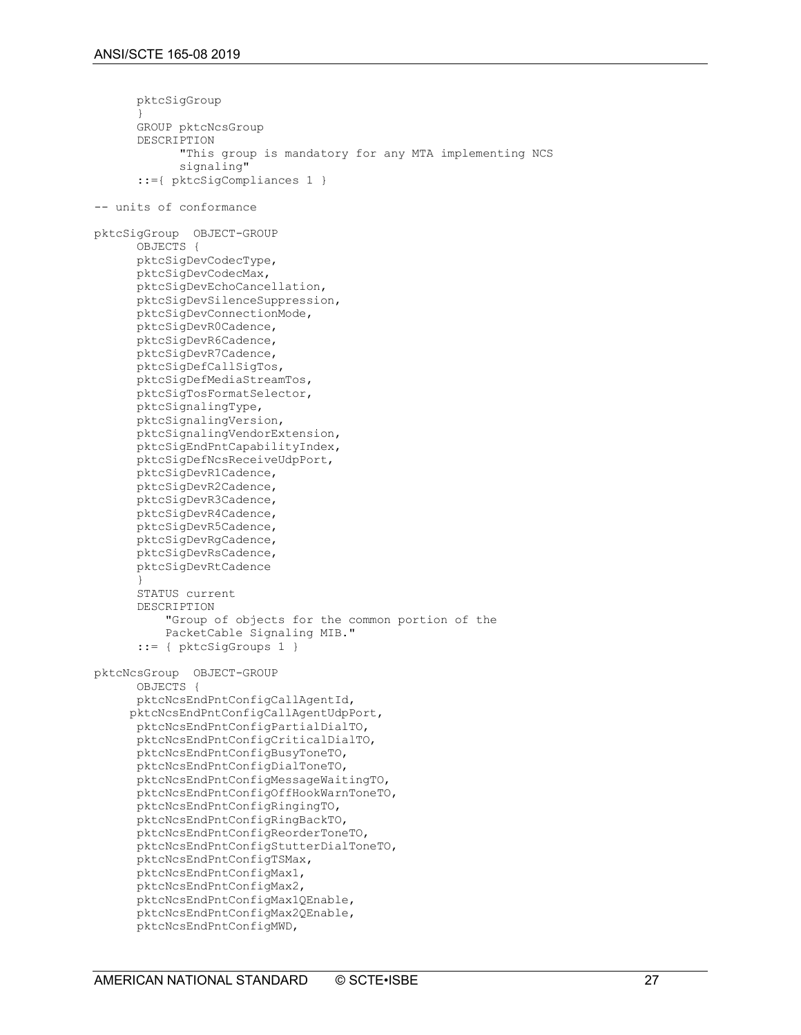```
      pktcSigGroup
      }
      GROUP pktcNcsGroup
      DESCRIPTION
            "This group is mandatory for any MTA implementing NCS
            signaling"
      ::={ pktcSigCompliances 1 }

-- units of conformance

pktcSigGroup  OBJECT-GROUP
      OBJECTS {
      pktcSigDevCodecType,
      pktcSigDevCodecMax,
      pktcSigDevEchoCancellation,
      pktcSigDevSilenceSuppression,
      pktcSigDevConnectionMode,
      pktcSigDevR0Cadence,
      pktcSigDevR6Cadence,
      pktcSigDevR7Cadence,
      pktcSigDefCallSigTos,
      pktcSigDefMediaStreamTos,
      pktcSigTosFormatSelector,
      pktcSignalingType,
      pktcSignalingVersion,
      pktcSignalingVendorExtension,
      pktcSigEndPntCapabilityIndex,
      pktcSigDefNcsReceiveUdpPort,
      pktcSigDevR1Cadence,
      pktcSigDevR2Cadence,
      pktcSigDevR3Cadence,
      pktcSigDevR4Cadence,
      pktcSigDevR5Cadence,
      pktcSigDevRgCadence,
      pktcSigDevRsCadence,
      pktcSigDevRtCadence
      }
      STATUS current
      DESCRIPTION
          "Group of objects for the common portion of the
          PacketCable Signaling MIB."
      ::= { pktcSigGroups 1 }

pktcNcsGroup  OBJECT-GROUP
      OBJECTS {
      pktcNcsEndPntConfigCallAgentId,
     pktcNcsEndPntConfigCallAgentUdpPort,
      pktcNcsEndPntConfigPartialDialTO,
      pktcNcsEndPntConfigCriticalDialTO,
      pktcNcsEndPntConfigBusyToneTO,
      pktcNcsEndPntConfigDialToneTO,
      pktcNcsEndPntConfigMessageWaitingTO,
      pktcNcsEndPntConfigOffHookWarnToneTO,
      pktcNcsEndPntConfigRingingTO,
      pktcNcsEndPntConfigRingBackTO,
      pktcNcsEndPntConfigReorderToneTO,
      pktcNcsEndPntConfigStutterDialToneTO,
      pktcNcsEndPntConfigTSMax,
      pktcNcsEndPntConfigMax1,
      pktcNcsEndPntConfigMax2,
      pktcNcsEndPntConfigMax1QEnable,
      pktcNcsEndPntConfigMax2QEnable,
      pktcNcsEndPntConfigMWD,
```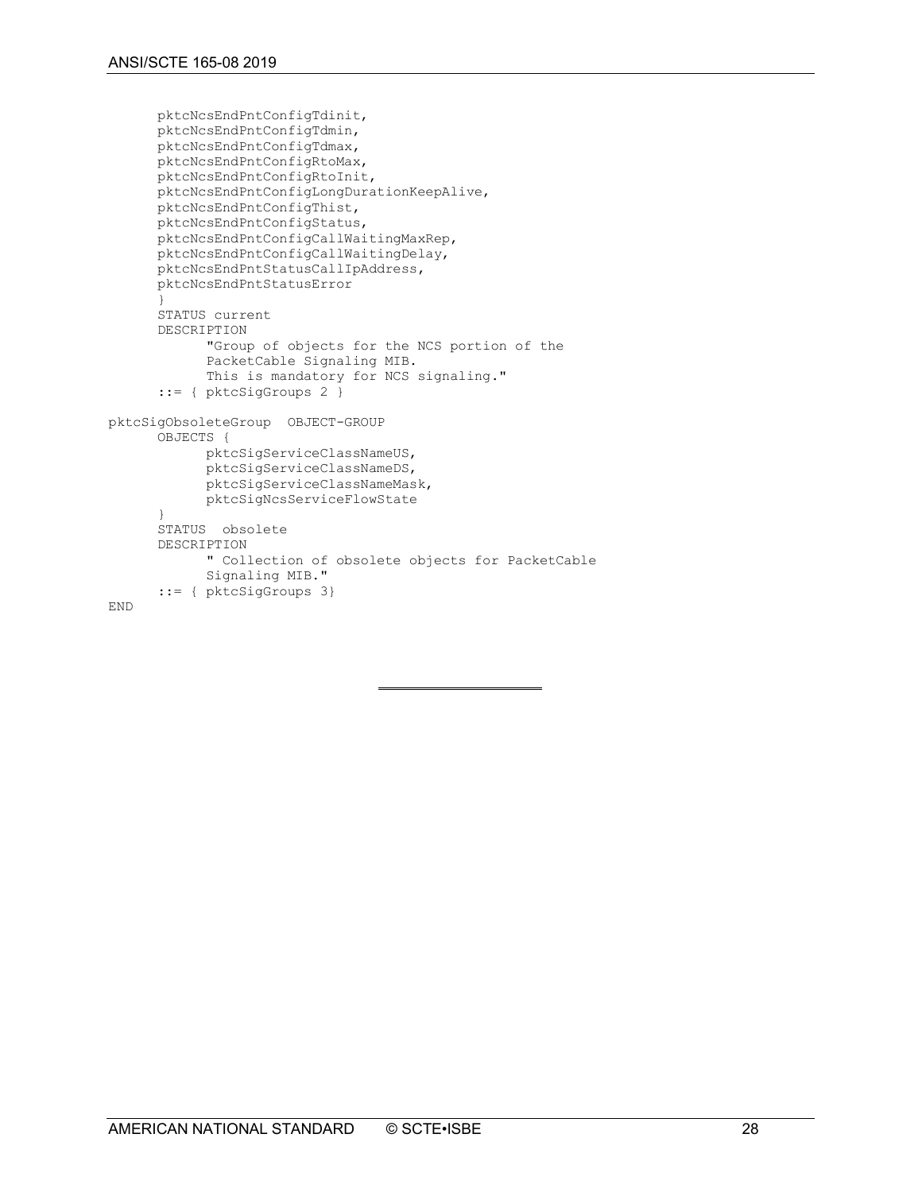```
      pktcNcsEndPntConfigTdinit,
      pktcNcsEndPntConfigTdmin,
      pktcNcsEndPntConfigTdmax,
      pktcNcsEndPntConfigRtoMax,
      pktcNcsEndPntConfigRtoInit,
      pktcNcsEndPntConfigLongDurationKeepAlive,
      pktcNcsEndPntConfigThist,
      pktcNcsEndPntConfigStatus,
      pktcNcsEndPntConfigCallWaitingMaxRep,
      pktcNcsEndPntConfigCallWaitingDelay,
      pktcNcsEndPntStatusCallIpAddress,
      pktcNcsEndPntStatusError
      }
      STATUS current
      DESCRIPTION
            "Group of objects for the NCS portion of the
            PacketCable Signaling MIB.
            This is mandatory for NCS signaling."
      ::= { pktcSigGroups 2 }

pktcSigObsoleteGroup  OBJECT-GROUP
      OBJECTS {
            pktcSigServiceClassNameUS,
            pktcSigServiceClassNameDS,
            pktcSigServiceClassNameMask,
            pktcSigNcsServiceFlowState
      }
      STATUS  obsolete
      DESCRIPTION
            " Collection of obsolete objects for PacketCable
            Signaling MIB."
      ::= { pktcSigGroups 3}
END
```